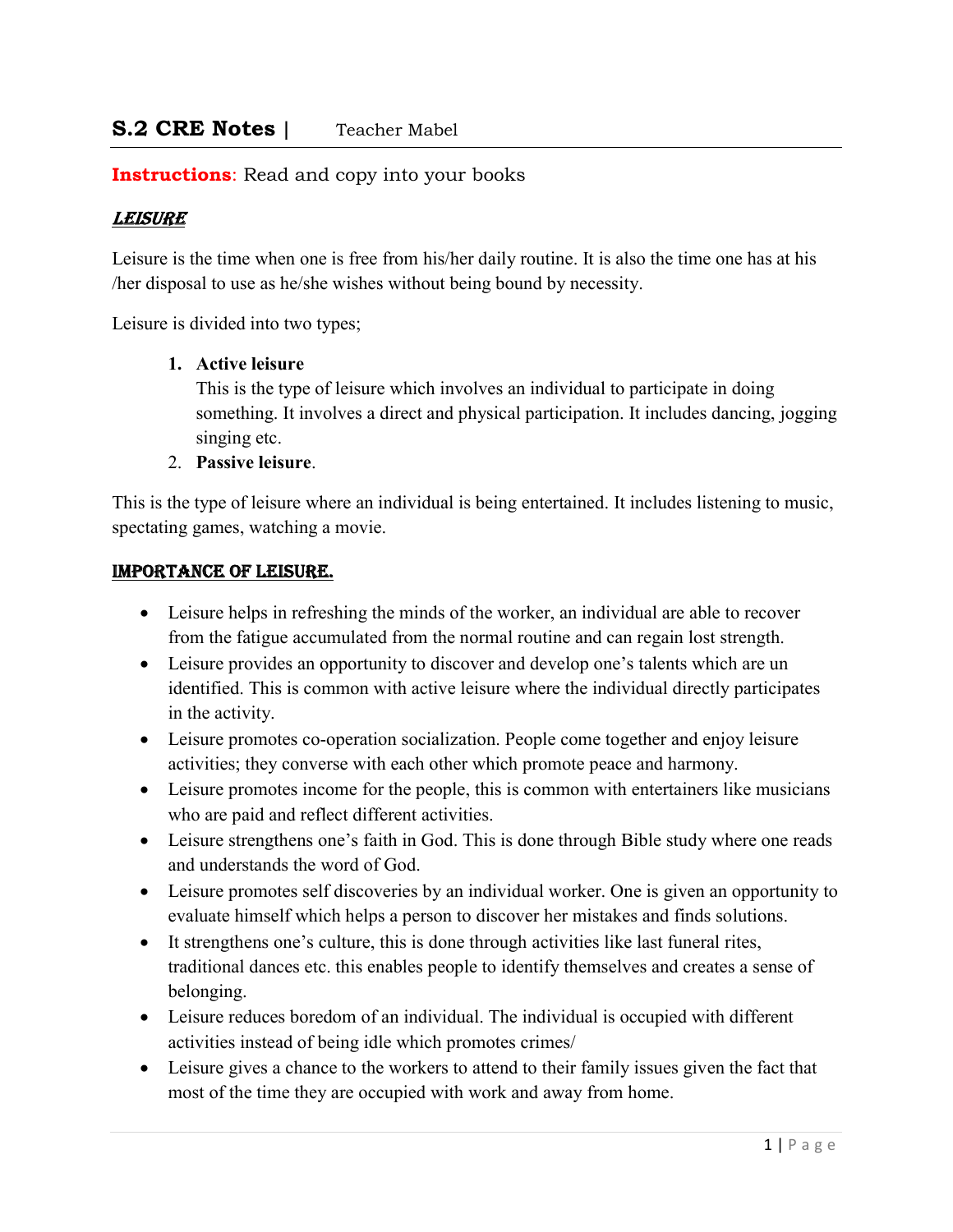# S.2 CRE Notes | Teacher Mabel

**Instructions**: Read and copy into your books

## *LEISURE*

Leisure is the time when one is free from his/her daily routine. It is also the time one has at his /her disposal to use as he/she wishes without being bound by necessity.

Leisure is divided into two types;

1. **Active leisure**
   This is the type of leisure which involves an individual to participate in doing something. It involves a direct and physical participation. It includes dancing, jogging singing etc.
2. **Passive leisure**.

This is the type of leisure where an individual is being entertained. It includes listening to music, spectating games, watching a movie.

## IMPORTANCE OF LEISURE.

- Leisure helps in refreshing the minds of the worker, an individual are able to recover from the fatigue accumulated from the normal routine and can regain lost strength.
- Leisure provides an opportunity to discover and develop one's talents which are un identified. This is common with active leisure where the individual directly participates in the activity.
- Leisure promotes co-operation socialization. People come together and enjoy leisure activities; they converse with each other which promote peace and harmony.
- Leisure promotes income for the people, this is common with entertainers like musicians who are paid and reflect different activities.
- Leisure strengthens one's faith in God. This is done through Bible study where one reads and understands the word of God.
- Leisure promotes self discoveries by an individual worker. One is given an opportunity to evaluate himself which helps a person to discover her mistakes and finds solutions.
- It strengthens one's culture, this is done through activities like last funeral rites, traditional dances etc. this enables people to identify themselves and creates a sense of belonging.
- Leisure reduces boredom of an individual. The individual is occupied with different activities instead of being idle which promotes crimes/
- Leisure gives a chance to the workers to attend to their family issues given the fact that most of the time they are occupied with work and away from home.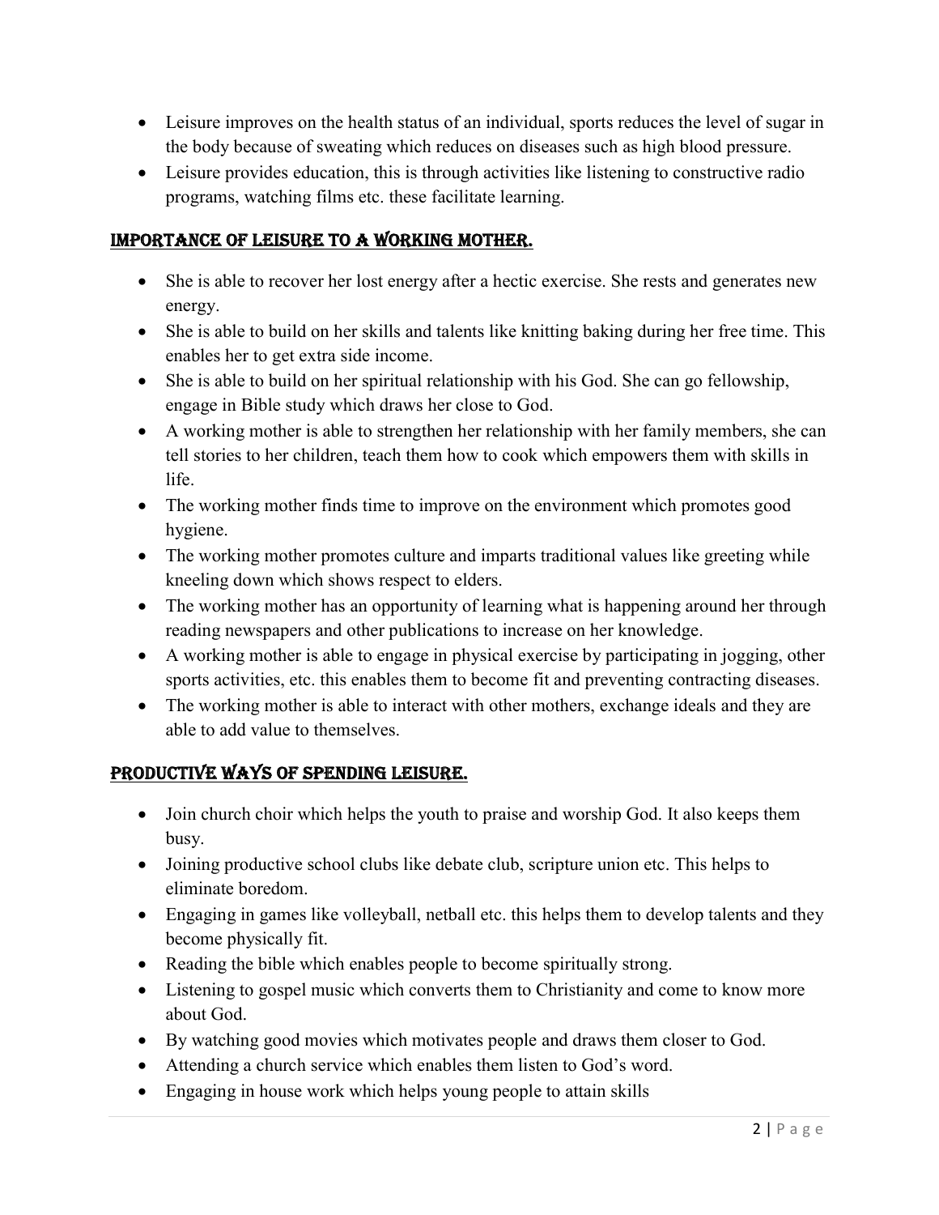- Leisure improves on the health status of an individual, sports reduces the level of sugar in the body because of sweating which reduces on diseases such as high blood pressure.
- Leisure provides education, this is through activities like listening to constructive radio programs, watching films etc. these facilitate learning.

## IMPORTANCE OF LEISURE TO A WORKING MOTHER.

- She is able to recover her lost energy after a hectic exercise. She rests and generates new energy.
- She is able to build on her skills and talents like knitting baking during her free time. This enables her to get extra side income.
- She is able to build on her spiritual relationship with his God. She can go fellowship, engage in Bible study which draws her close to God.
- A working mother is able to strengthen her relationship with her family members, she can tell stories to her children, teach them how to cook which empowers them with skills in life.
- The working mother finds time to improve on the environment which promotes good hygiene.
- The working mother promotes culture and imparts traditional values like greeting while kneeling down which shows respect to elders.
- The working mother has an opportunity of learning what is happening around her through reading newspapers and other publications to increase on her knowledge.
- A working mother is able to engage in physical exercise by participating in jogging, other sports activities, etc. this enables them to become fit and preventing contracting diseases.
- The working mother is able to interact with other mothers, exchange ideals and they are able to add value to themselves.

## PRODUCTIVE WAYS OF SPENDING LEISURE.

- Join church choir which helps the youth to praise and worship God. It also keeps them busy.
- Joining productive school clubs like debate club, scripture union etc. This helps to eliminate boredom.
- Engaging in games like volleyball, netball etc. this helps them to develop talents and they become physically fit.
- Reading the bible which enables people to become spiritually strong.
- Listening to gospel music which converts them to Christianity and come to know more about God.
- By watching good movies which motivates people and draws them closer to God.
- Attending a church service which enables them listen to God's word.
- Engaging in house work which helps young people to attain skills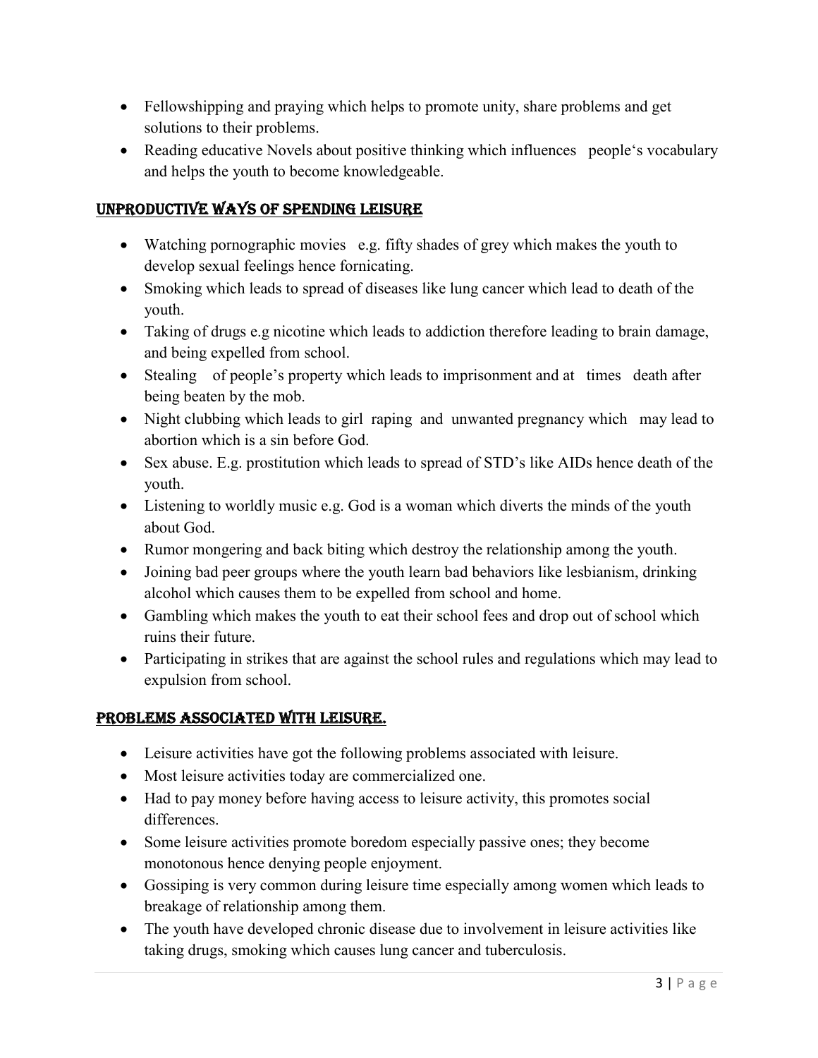- Fellowshipping and praying which helps to promote unity, share problems and get solutions to their problems.
- Reading educative Novels about positive thinking which influences people's vocabulary and helps the youth to become knowledgeable.

## UNPRODUCTIVE WAYS OF SPENDING LEISURE

- Watching pornographic movies e.g. fifty shades of grey which makes the youth to develop sexual feelings hence fornicating.
- Smoking which leads to spread of diseases like lung cancer which lead to death of the youth.
- Taking of drugs e.g nicotine which leads to addiction therefore leading to brain damage, and being expelled from school.
- Stealing of people's property which leads to imprisonment and at times death after being beaten by the mob.
- Night clubbing which leads to girl raping and unwanted pregnancy which may lead to abortion which is a sin before God.
- Sex abuse. E.g. prostitution which leads to spread of STD's like AIDs hence death of the youth.
- Listening to worldly music e.g. God is a woman which diverts the minds of the youth about God.
- Rumor mongering and back biting which destroy the relationship among the youth.
- Joining bad peer groups where the youth learn bad behaviors like lesbianism, drinking alcohol which causes them to be expelled from school and home.
- Gambling which makes the youth to eat their school fees and drop out of school which ruins their future.
- Participating in strikes that are against the school rules and regulations which may lead to expulsion from school.

## PROBLEMS ASSOCIATED WITH LEISURE.

- Leisure activities have got the following problems associated with leisure.
- Most leisure activities today are commercialized one.
- Had to pay money before having access to leisure activity, this promotes social differences.
- Some leisure activities promote boredom especially passive ones; they become monotonous hence denying people enjoyment.
- Gossiping is very common during leisure time especially among women which leads to breakage of relationship among them.
- The youth have developed chronic disease due to involvement in leisure activities like taking drugs, smoking which causes lung cancer and tuberculosis.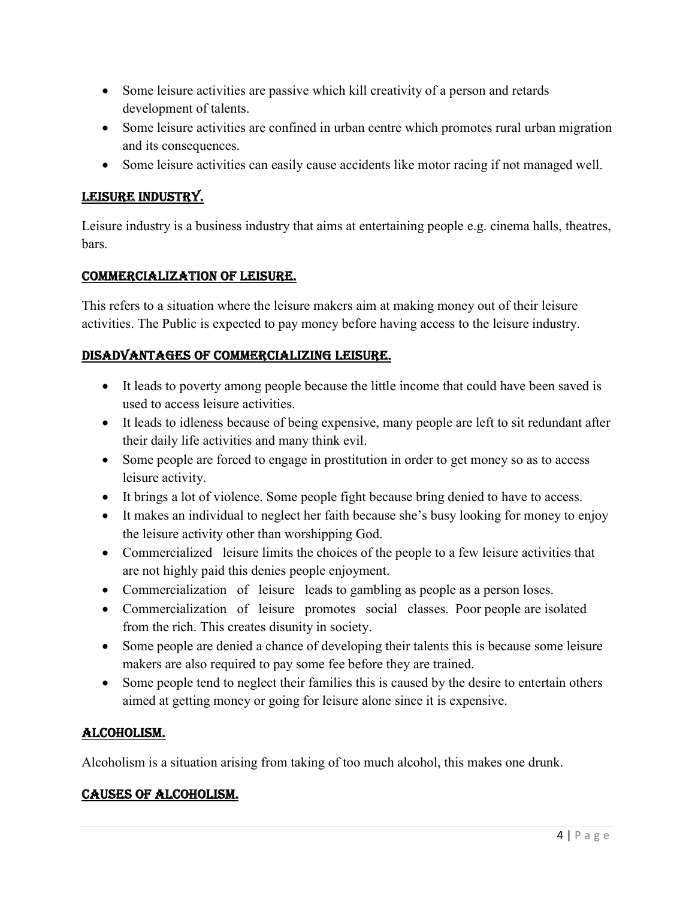- Some leisure activities are passive which kill creativity of a person and retards development of talents.
- Some leisure activities are confined in urban centre which promotes rural urban migration and its consequences.
- Some leisure activities can easily cause accidents like motor racing if not managed well.

## LEISURE INDUSTRY.

Leisure industry is a business industry that aims at entertaining people e.g. cinema halls, theatres, bars.

## COMMERCIALIZATION OF LEISURE.

This refers to a situation where the leisure makers aim at making money out of their leisure activities. The Public is expected to pay money before having access to the leisure industry.

## DISADVANTAGES OF COMMERCIALIZING LEISURE.

- It leads to poverty among people because the little income that could have been saved is used to access leisure activities.
- It leads to idleness because of being expensive, many people are left to sit redundant after their daily life activities and many think evil.
- Some people are forced to engage in prostitution in order to get money so as to access leisure activity.
- It brings a lot of violence. Some people fight because bring denied to have to access.
- It makes an individual to neglect her faith because she's busy looking for money to enjoy the leisure activity other than worshipping God.
- Commercialized leisure limits the choices of the people to a few leisure activities that are not highly paid this denies people enjoyment.
- Commercialization of leisure leads to gambling as people as a person loses.
- Commercialization of leisure promotes social classes. Poor people are isolated from the rich. This creates disunity in society.
- Some people are denied a chance of developing their talents this is because some leisure makers are also required to pay some fee before they are trained.
- Some people tend to neglect their families this is caused by the desire to entertain others aimed at getting money or going for leisure alone since it is expensive.

## ALCOHOLISM.

Alcoholism is a situation arising from taking of too much alcohol, this makes one drunk.

## CAUSES OF ALCOHOLISM.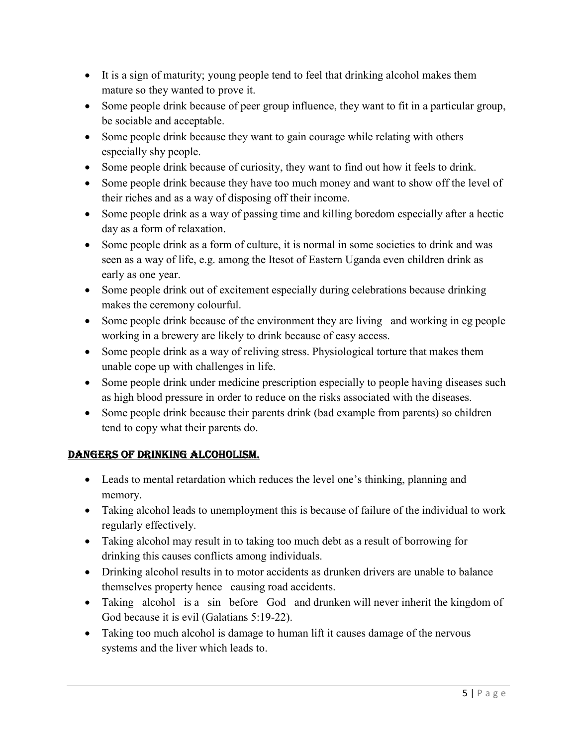- It is a sign of maturity; young people tend to feel that drinking alcohol makes them mature so they wanted to prove it.
- Some people drink because of peer group influence, they want to fit in a particular group, be sociable and acceptable.
- Some people drink because they want to gain courage while relating with others especially shy people.
- Some people drink because of curiosity, they want to find out how it feels to drink.
- Some people drink because they have too much money and want to show off the level of their riches and as a way of disposing off their income.
- Some people drink as a way of passing time and killing boredom especially after a hectic day as a form of relaxation.
- Some people drink as a form of culture, it is normal in some societies to drink and was seen as a way of life, e.g. among the Itesot of Eastern Uganda even children drink as early as one year.
- Some people drink out of excitement especially during celebrations because drinking makes the ceremony colourful.
- Some people drink because of the environment they are living and working in eg people working in a brewery are likely to drink because of easy access.
- Some people drink as a way of reliving stress. Physiological torture that makes them unable cope up with challenges in life.
- Some people drink under medicine prescription especially to people having diseases such as high blood pressure in order to reduce on the risks associated with the diseases.
- Some people drink because their parents drink (bad example from parents) so children tend to copy what their parents do.

## DANGERS OF DRINKING ALCOHOLISM.

- Leads to mental retardation which reduces the level one's thinking, planning and memory.
- Taking alcohol leads to unemployment this is because of failure of the individual to work regularly effectively.
- Taking alcohol may result in to taking too much debt as a result of borrowing for drinking this causes conflicts among individuals.
- Drinking alcohol results in to motor accidents as drunken drivers are unable to balance themselves property hence causing road accidents.
- Taking alcohol is a sin before God and drunken will never inherit the kingdom of God because it is evil (Galatians 5:19-22).
- Taking too much alcohol is damage to human lift it causes damage of the nervous systems and the liver which leads to.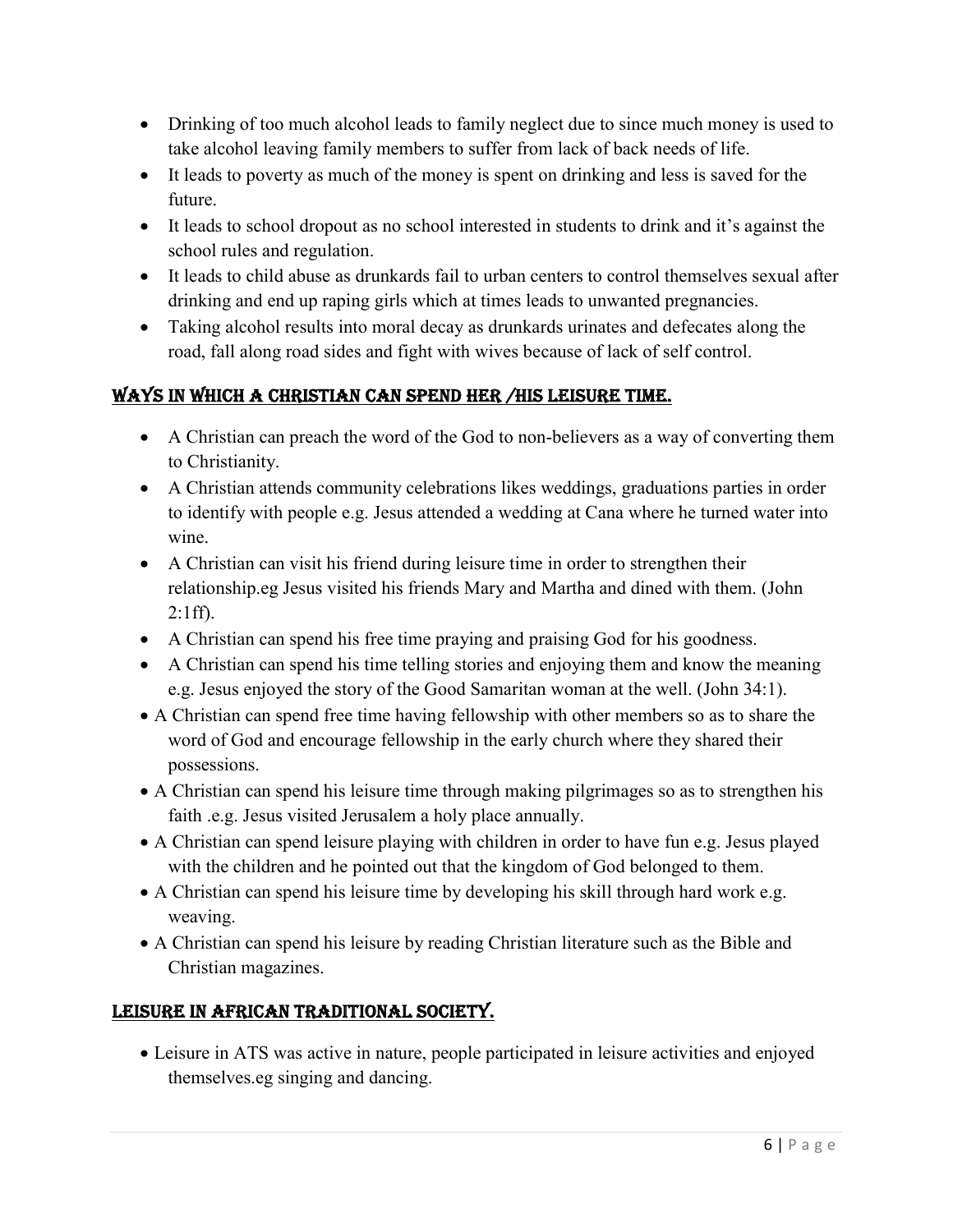- Drinking of too much alcohol leads to family neglect due to since much money is used to take alcohol leaving family members to suffer from lack of back needs of life.
- It leads to poverty as much of the money is spent on drinking and less is saved for the future.
- It leads to school dropout as no school interested in students to drink and it's against the school rules and regulation.
- It leads to child abuse as drunkards fail to urban centers to control themselves sexual after drinking and end up raping girls which at times leads to unwanted pregnancies.
- Taking alcohol results into moral decay as drunkards urinates and defecates along the road, fall along road sides and fight with wives because of lack of self control.

## WAYS IN WHICH A CHRISTIAN CAN SPEND HER /HIS LEISURE TIME.

- A Christian can preach the word of the God to non-believers as a way of converting them to Christianity.
- A Christian attends community celebrations likes weddings, graduations parties in order to identify with people e.g. Jesus attended a wedding at Cana where he turned water into wine.
- A Christian can visit his friend during leisure time in order to strengthen their relationship.eg Jesus visited his friends Mary and Martha and dined with them. (John 2:1ff).
- A Christian can spend his free time praying and praising God for his goodness.
- A Christian can spend his time telling stories and enjoying them and know the meaning e.g. Jesus enjoyed the story of the Good Samaritan woman at the well. (John 34:1).
- A Christian can spend free time having fellowship with other members so as to share the word of God and encourage fellowship in the early church where they shared their possessions.
- A Christian can spend his leisure time through making pilgrimages so as to strengthen his faith .e.g. Jesus visited Jerusalem a holy place annually.
- A Christian can spend leisure playing with children in order to have fun e.g. Jesus played with the children and he pointed out that the kingdom of God belonged to them.
- A Christian can spend his leisure time by developing his skill through hard work e.g. weaving.
- A Christian can spend his leisure by reading Christian literature such as the Bible and Christian magazines.

## LEISURE IN AFRICAN TRADITIONAL SOCIETY.

- Leisure in ATS was active in nature, people participated in leisure activities and enjoyed themselves.eg singing and dancing.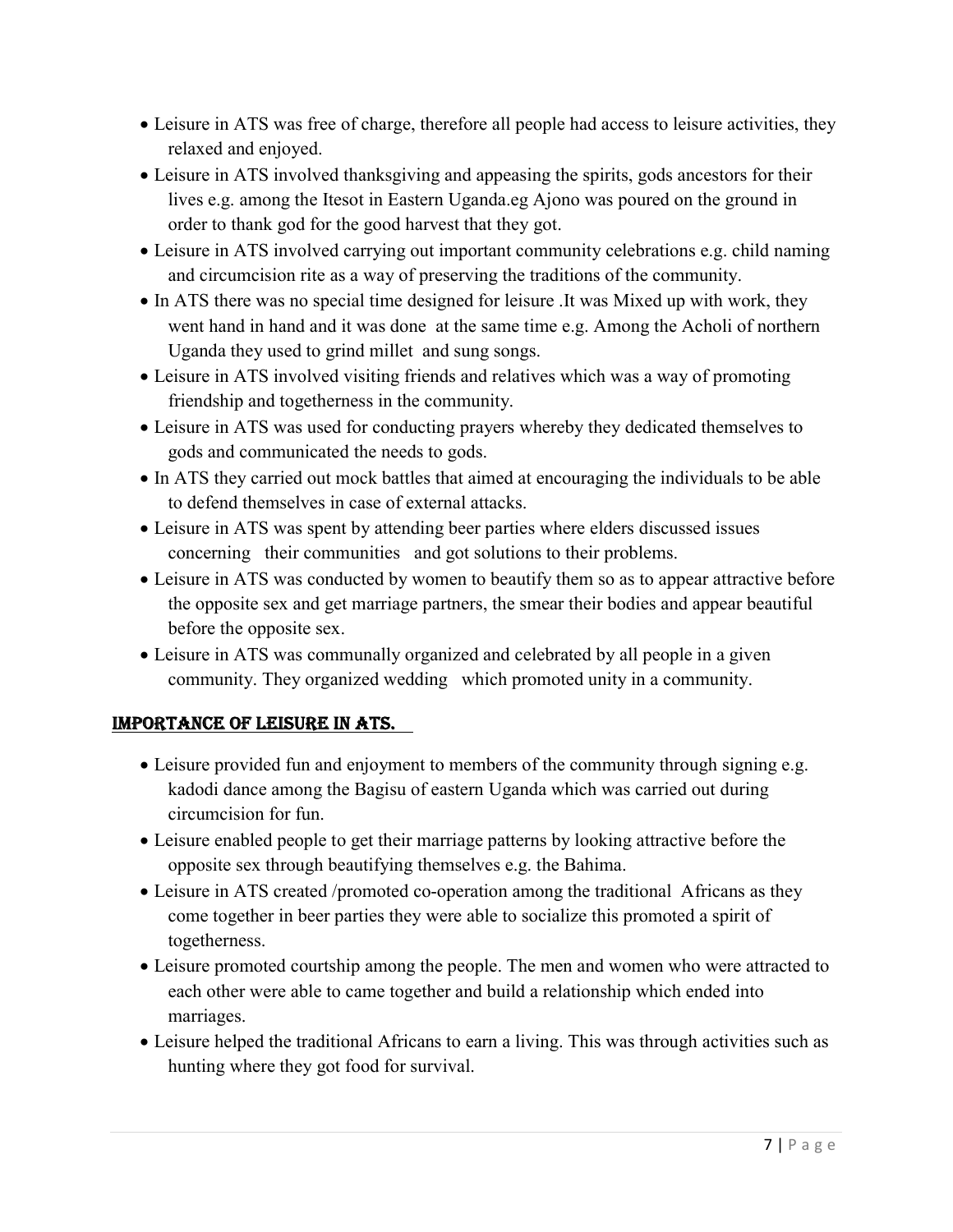- Leisure in ATS was free of charge, therefore all people had access to leisure activities, they relaxed and enjoyed.
- Leisure in ATS involved thanksgiving and appeasing the spirits, gods ancestors for their lives e.g. among the Itesot in Eastern Uganda.eg Ajono was poured on the ground in order to thank god for the good harvest that they got.
- Leisure in ATS involved carrying out important community celebrations e.g. child naming and circumcision rite as a way of preserving the traditions of the community.
- In ATS there was no special time designed for leisure .It was Mixed up with work, they went hand in hand and it was done at the same time e.g. Among the Acholi of northern Uganda they used to grind millet and sung songs.
- Leisure in ATS involved visiting friends and relatives which was a way of promoting friendship and togetherness in the community.
- Leisure in ATS was used for conducting prayers whereby they dedicated themselves to gods and communicated the needs to gods.
- In ATS they carried out mock battles that aimed at encouraging the individuals to be able to defend themselves in case of external attacks.
- Leisure in ATS was spent by attending beer parties where elders discussed issues concerning their communities and got solutions to their problems.
- Leisure in ATS was conducted by women to beautify them so as to appear attractive before the opposite sex and get marriage partners, the smear their bodies and appear beautiful before the opposite sex.
- Leisure in ATS was communally organized and celebrated by all people in a given community. They organized wedding which promoted unity in a community.

## IMPORTANCE OF LEISURE IN ATS.

- Leisure provided fun and enjoyment to members of the community through signing e.g. kadodi dance among the Bagisu of eastern Uganda which was carried out during circumcision for fun.
- Leisure enabled people to get their marriage patterns by looking attractive before the opposite sex through beautifying themselves e.g. the Bahima.
- Leisure in ATS created /promoted co-operation among the traditional Africans as they come together in beer parties they were able to socialize this promoted a spirit of togetherness.
- Leisure promoted courtship among the people. The men and women who were attracted to each other were able to came together and build a relationship which ended into marriages.
- Leisure helped the traditional Africans to earn a living. This was through activities such as hunting where they got food for survival.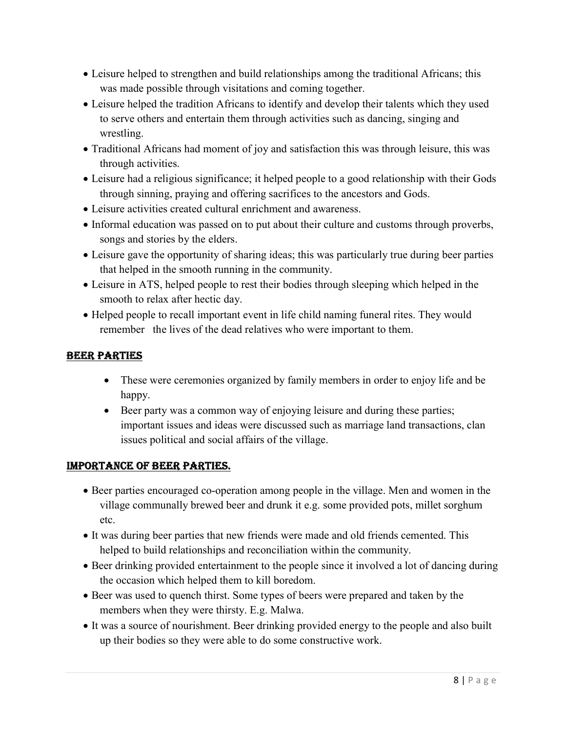- Leisure helped to strengthen and build relationships among the traditional Africans; this was made possible through visitations and coming together.
- Leisure helped the tradition Africans to identify and develop their talents which they used to serve others and entertain them through activities such as dancing, singing and wrestling.
- Traditional Africans had moment of joy and satisfaction this was through leisure, this was through activities.
- Leisure had a religious significance; it helped people to a good relationship with their Gods through sinning, praying and offering sacrifices to the ancestors and Gods.
- Leisure activities created cultural enrichment and awareness.
- Informal education was passed on to put about their culture and customs through proverbs, songs and stories by the elders.
- Leisure gave the opportunity of sharing ideas; this was particularly true during beer parties that helped in the smooth running in the community.
- Leisure in ATS, helped people to rest their bodies through sleeping which helped in the smooth to relax after hectic day.
- Helped people to recall important event in life child naming funeral rites. They would remember the lives of the dead relatives who were important to them.

## BEER PARTIES

- These were ceremonies organized by family members in order to enjoy life and be happy.
- Beer party was a common way of enjoying leisure and during these parties; important issues and ideas were discussed such as marriage land transactions, clan issues political and social affairs of the village.

## IMPORTANCE OF BEER PARTIES.

- Beer parties encouraged co-operation among people in the village. Men and women in the village communally brewed beer and drunk it e.g. some provided pots, millet sorghum etc.
- It was during beer parties that new friends were made and old friends cemented. This helped to build relationships and reconciliation within the community.
- Beer drinking provided entertainment to the people since it involved a lot of dancing during the occasion which helped them to kill boredom.
- Beer was used to quench thirst. Some types of beers were prepared and taken by the members when they were thirsty. E.g. Malwa.
- It was a source of nourishment. Beer drinking provided energy to the people and also built up their bodies so they were able to do some constructive work.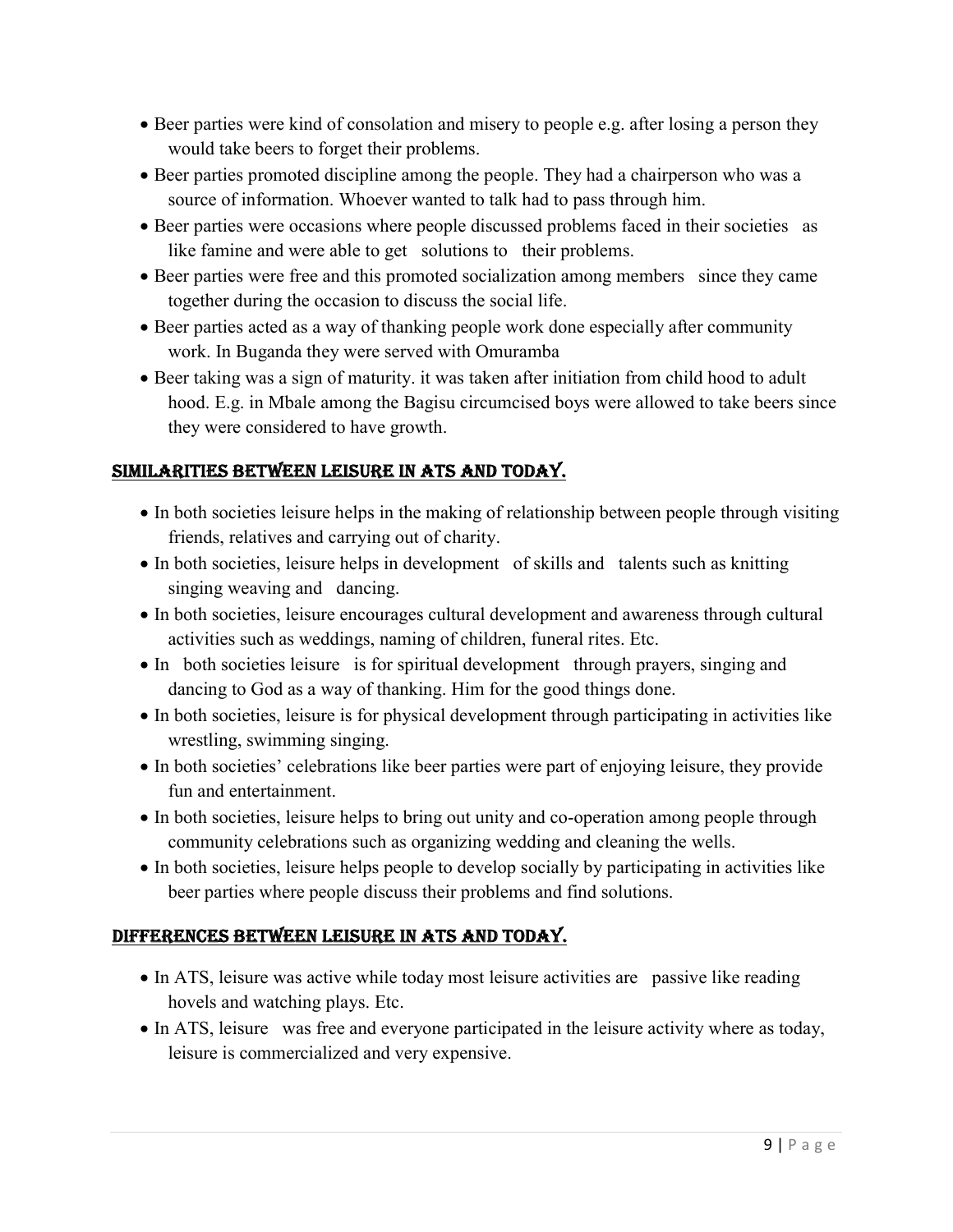- Beer parties were kind of consolation and misery to people e.g. after losing a person they would take beers to forget their problems.
- Beer parties promoted discipline among the people. They had a chairperson who was a source of information. Whoever wanted to talk had to pass through him.
- Beer parties were occasions where people discussed problems faced in their societies as like famine and were able to get solutions to their problems.
- Beer parties were free and this promoted socialization among members since they came together during the occasion to discuss the social life.
- Beer parties acted as a way of thanking people work done especially after community work. In Buganda they were served with Omuramba
- Beer taking was a sign of maturity. it was taken after initiation from child hood to adult hood. E.g. in Mbale among the Bagisu circumcised boys were allowed to take beers since they were considered to have growth.

## SIMILARITIES BETWEEN LEISURE IN ATS AND TODAY.

- In both societies leisure helps in the making of relationship between people through visiting friends, relatives and carrying out of charity.
- In both societies, leisure helps in development of skills and talents such as knitting singing weaving and dancing.
- In both societies, leisure encourages cultural development and awareness through cultural activities such as weddings, naming of children, funeral rites. Etc.
- In both societies leisure is for spiritual development through prayers, singing and dancing to God as a way of thanking. Him for the good things done.
- In both societies, leisure is for physical development through participating in activities like wrestling, swimming singing.
- In both societies' celebrations like beer parties were part of enjoying leisure, they provide fun and entertainment.
- In both societies, leisure helps to bring out unity and co-operation among people through community celebrations such as organizing wedding and cleaning the wells.
- In both societies, leisure helps people to develop socially by participating in activities like beer parties where people discuss their problems and find solutions.

## DIFFERENCES BETWEEN LEISURE IN ATS AND TODAY.

- In ATS, leisure was active while today most leisure activities are passive like reading hovels and watching plays. Etc.
- In ATS, leisure was free and everyone participated in the leisure activity where as today, leisure is commercialized and very expensive.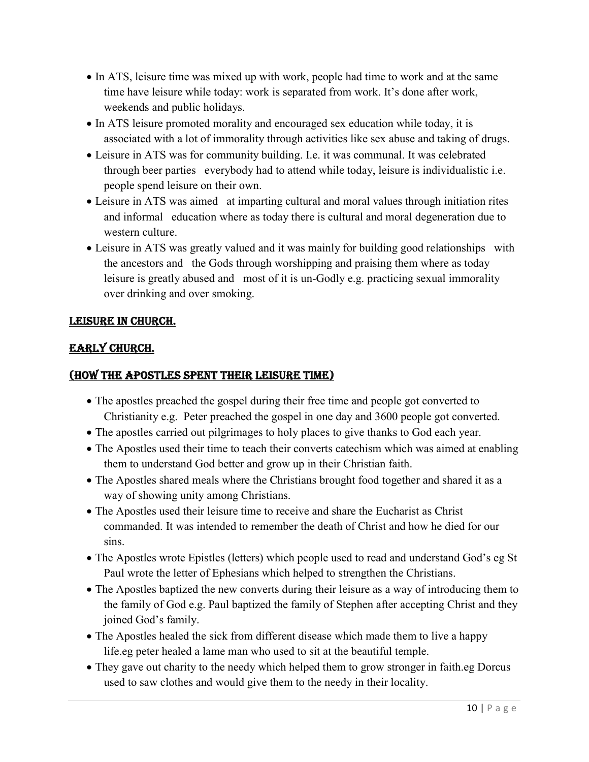- In ATS, leisure time was mixed up with work, people had time to work and at the same time have leisure while today: work is separated from work. It's done after work, weekends and public holidays.
- In ATS leisure promoted morality and encouraged sex education while today, it is associated with a lot of immorality through activities like sex abuse and taking of drugs.
- Leisure in ATS was for community building. I.e. it was communal. It was celebrated through beer parties everybody had to attend while today, leisure is individualistic i.e. people spend leisure on their own.
- Leisure in ATS was aimed at imparting cultural and moral values through initiation rites and informal education where as today there is cultural and moral degeneration due to western culture.
- Leisure in ATS was greatly valued and it was mainly for building good relationships with the ancestors and the Gods through worshipping and praising them where as today leisure is greatly abused and most of it is un-Godly e.g. practicing sexual immorality over drinking and over smoking.

## LEISURE IN CHURCH.

## EARLY CHURCH.

## (HOW THE APOSTLES SPENT THEIR LEISURE TIME)

- The apostles preached the gospel during their free time and people got converted to Christianity e.g. Peter preached the gospel in one day and 3600 people got converted.
- The apostles carried out pilgrimages to holy places to give thanks to God each year.
- The Apostles used their time to teach their converts catechism which was aimed at enabling them to understand God better and grow up in their Christian faith.
- The Apostles shared meals where the Christians brought food together and shared it as a way of showing unity among Christians.
- The Apostles used their leisure time to receive and share the Eucharist as Christ commanded. It was intended to remember the death of Christ and how he died for our sins.
- The Apostles wrote Epistles (letters) which people used to read and understand God's eg St Paul wrote the letter of Ephesians which helped to strengthen the Christians.
- The Apostles baptized the new converts during their leisure as a way of introducing them to the family of God e.g. Paul baptized the family of Stephen after accepting Christ and they joined God's family.
- The Apostles healed the sick from different disease which made them to live a happy life.eg peter healed a lame man who used to sit at the beautiful temple.
- They gave out charity to the needy which helped them to grow stronger in faith.eg Dorcus used to saw clothes and would give them to the needy in their locality.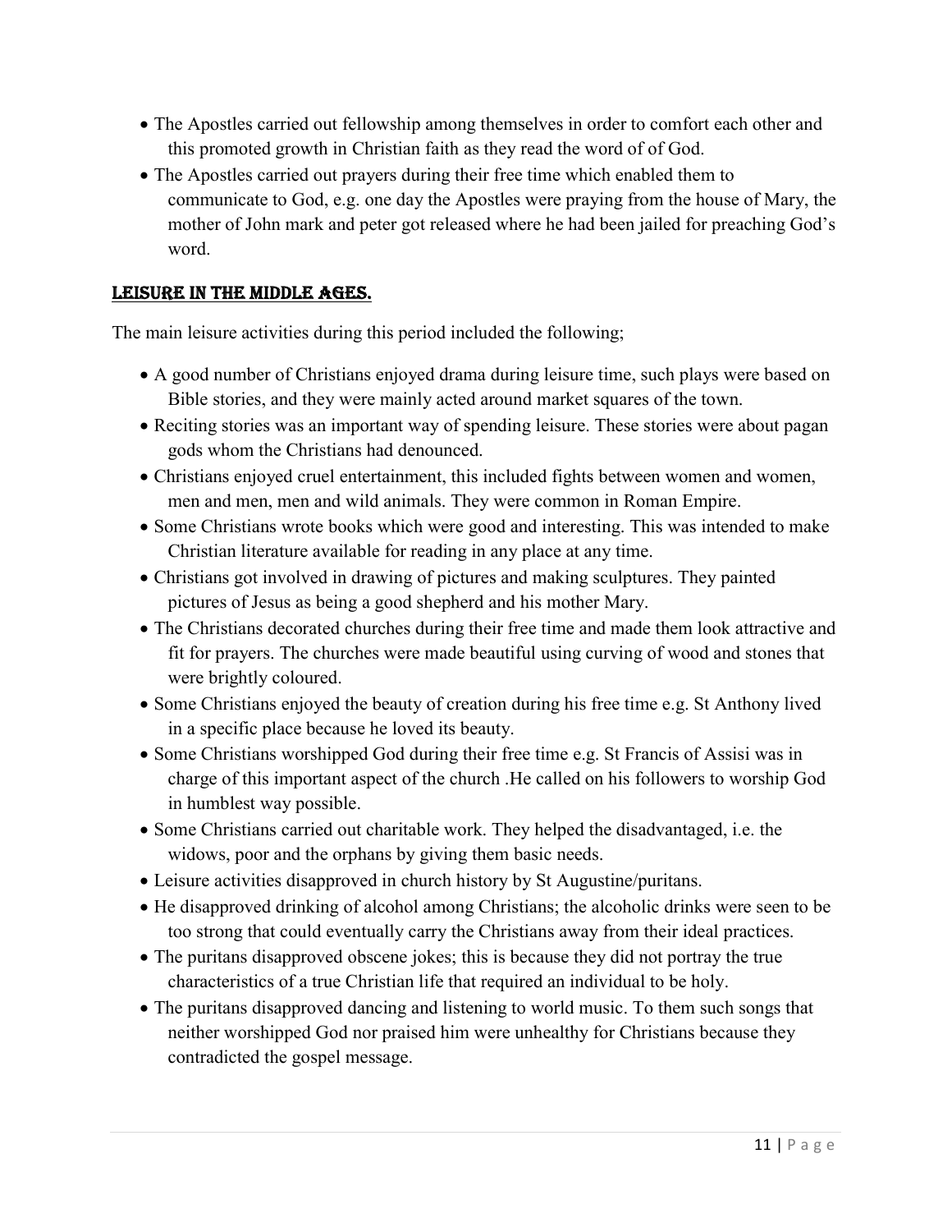- The Apostles carried out fellowship among themselves in order to comfort each other and this promoted growth in Christian faith as they read the word of of God.
- The Apostles carried out prayers during their free time which enabled them to communicate to God, e.g. one day the Apostles were praying from the house of Mary, the mother of John mark and peter got released where he had been jailed for preaching God's word.

## LEISURE IN THE MIDDLE AGES.

The main leisure activities during this period included the following;

- A good number of Christians enjoyed drama during leisure time, such plays were based on Bible stories, and they were mainly acted around market squares of the town.
- Reciting stories was an important way of spending leisure. These stories were about pagan gods whom the Christians had denounced.
- Christians enjoyed cruel entertainment, this included fights between women and women, men and men, men and wild animals. They were common in Roman Empire.
- Some Christians wrote books which were good and interesting. This was intended to make Christian literature available for reading in any place at any time.
- Christians got involved in drawing of pictures and making sculptures. They painted pictures of Jesus as being a good shepherd and his mother Mary.
- The Christians decorated churches during their free time and made them look attractive and fit for prayers. The churches were made beautiful using curving of wood and stones that were brightly coloured.
- Some Christians enjoyed the beauty of creation during his free time e.g. St Anthony lived in a specific place because he loved its beauty.
- Some Christians worshipped God during their free time e.g. St Francis of Assisi was in charge of this important aspect of the church .He called on his followers to worship God in humblest way possible.
- Some Christians carried out charitable work. They helped the disadvantaged, i.e. the widows, poor and the orphans by giving them basic needs.
- Leisure activities disapproved in church history by St Augustine/puritans.
- He disapproved drinking of alcohol among Christians; the alcoholic drinks were seen to be too strong that could eventually carry the Christians away from their ideal practices.
- The puritans disapproved obscene jokes; this is because they did not portray the true characteristics of a true Christian life that required an individual to be holy.
- The puritans disapproved dancing and listening to world music. To them such songs that neither worshipped God nor praised him were unhealthy for Christians because they contradicted the gospel message.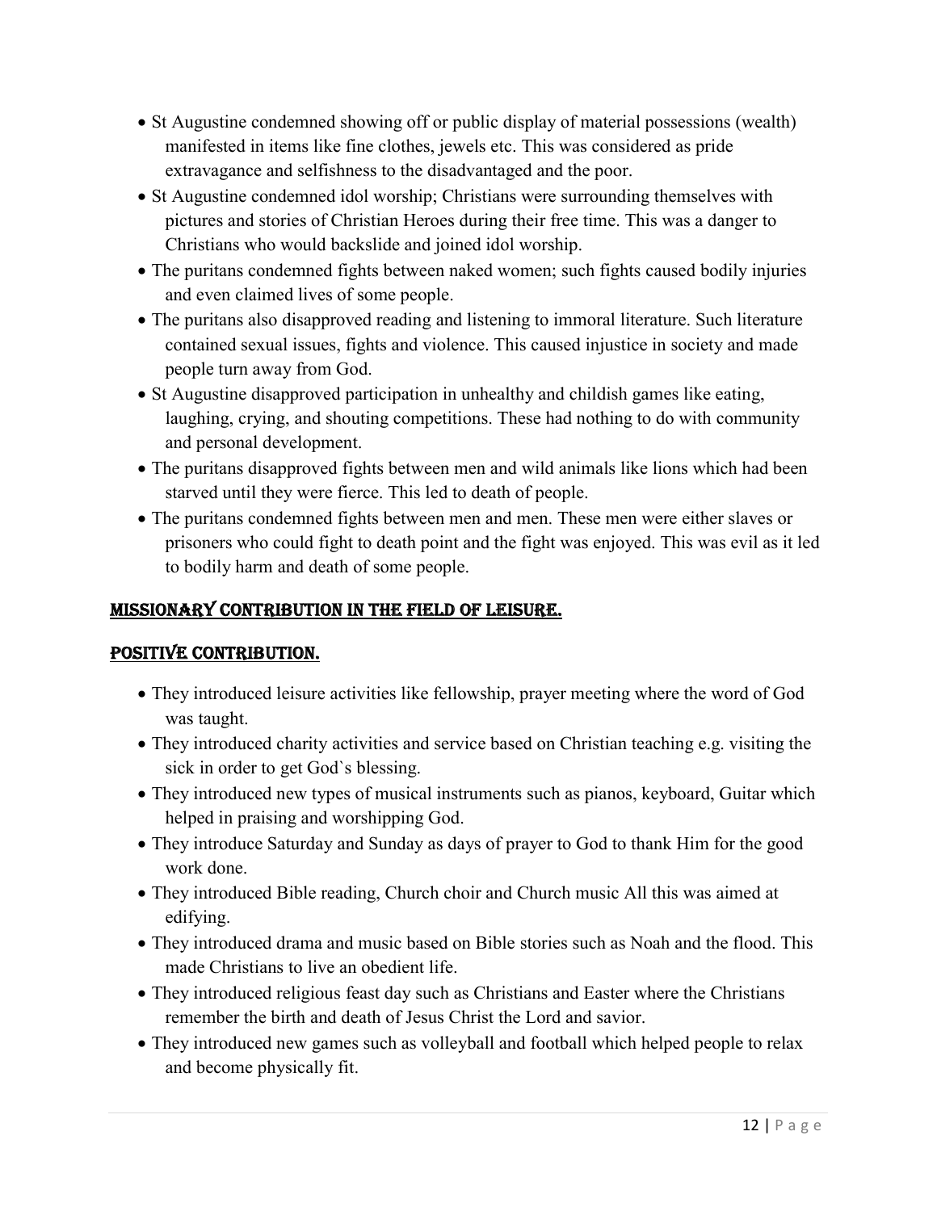- St Augustine condemned showing off or public display of material possessions (wealth) manifested in items like fine clothes, jewels etc. This was considered as pride extravagance and selfishness to the disadvantaged and the poor.
- St Augustine condemned idol worship; Christians were surrounding themselves with pictures and stories of Christian Heroes during their free time. This was a danger to Christians who would backslide and joined idol worship.
- The puritans condemned fights between naked women; such fights caused bodily injuries and even claimed lives of some people.
- The puritans also disapproved reading and listening to immoral literature. Such literature contained sexual issues, fights and violence. This caused injustice in society and made people turn away from God.
- St Augustine disapproved participation in unhealthy and childish games like eating, laughing, crying, and shouting competitions. These had nothing to do with community and personal development.
- The puritans disapproved fights between men and wild animals like lions which had been starved until they were fierce. This led to death of people.
- The puritans condemned fights between men and men. These men were either slaves or prisoners who could fight to death point and the fight was enjoyed. This was evil as it led to bodily harm and death of some people.

## MISSIONARY CONTRIBUTION IN THE FIELD OF LEISURE.

### POSITIVE CONTRIBUTION.

- They introduced leisure activities like fellowship, prayer meeting where the word of God was taught.
- They introduced charity activities and service based on Christian teaching e.g. visiting the sick in order to get God`s blessing.
- They introduced new types of musical instruments such as pianos, keyboard, Guitar which helped in praising and worshipping God.
- They introduce Saturday and Sunday as days of prayer to God to thank Him for the good work done.
- They introduced Bible reading, Church choir and Church music All this was aimed at edifying.
- They introduced drama and music based on Bible stories such as Noah and the flood. This made Christians to live an obedient life.
- They introduced religious feast day such as Christians and Easter where the Christians remember the birth and death of Jesus Christ the Lord and savior.
- They introduced new games such as volleyball and football which helped people to relax and become physically fit.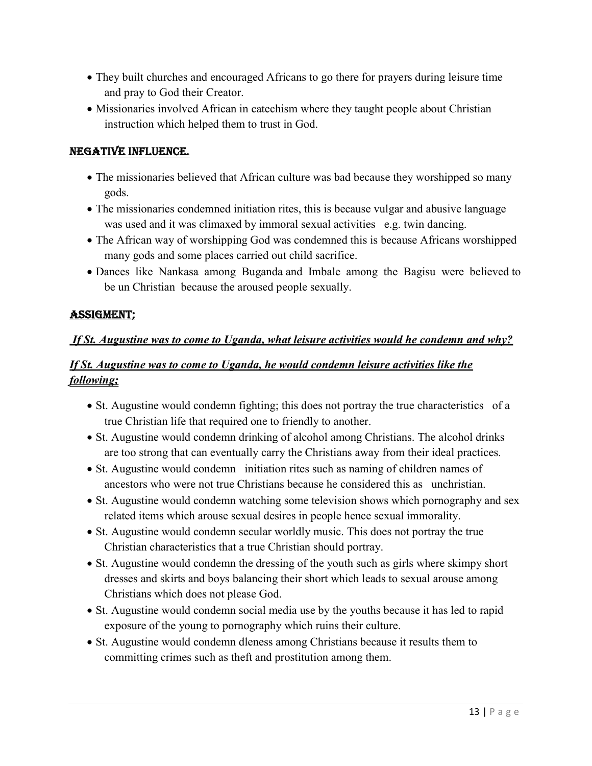- They built churches and encouraged Africans to go there for prayers during leisure time and pray to God their Creator.
- Missionaries involved African in catechism where they taught people about Christian instruction which helped them to trust in God.

## NEGATIVE INFLUENCE.

- The missionaries believed that African culture was bad because they worshipped so many gods.
- The missionaries condemned initiation rites, this is because vulgar and abusive language was used and it was climaxed by immoral sexual activities e.g. twin dancing.
- The African way of worshipping God was condemned this is because Africans worshipped many gods and some places carried out child sacrifice.
- Dances like Nankasa among Buganda and Imbale among the Bagisu were believed to be un Christian because the aroused people sexually.

## ASSIGMENT;

***If St. Augustine was to come to Uganda, what leisure activities would he condemn and why?***

***If St. Augustine was to come to Uganda, he would condemn leisure activities like the following;***

- St. Augustine would condemn fighting; this does not portray the true characteristics of a true Christian life that required one to friendly to another.
- St. Augustine would condemn drinking of alcohol among Christians. The alcohol drinks are too strong that can eventually carry the Christians away from their ideal practices.
- St. Augustine would condemn initiation rites such as naming of children names of ancestors who were not true Christians because he considered this as unchristian.
- St. Augustine would condemn watching some television shows which pornography and sex related items which arouse sexual desires in people hence sexual immorality.
- St. Augustine would condemn secular worldly music. This does not portray the true Christian characteristics that a true Christian should portray.
- St. Augustine would condemn the dressing of the youth such as girls where skimpy short dresses and skirts and boys balancing their short which leads to sexual arouse among Christians which does not please God.
- St. Augustine would condemn social media use by the youths because it has led to rapid exposure of the young to pornography which ruins their culture.
- St. Augustine would condemn dleness among Christians because it results them to committing crimes such as theft and prostitution among them.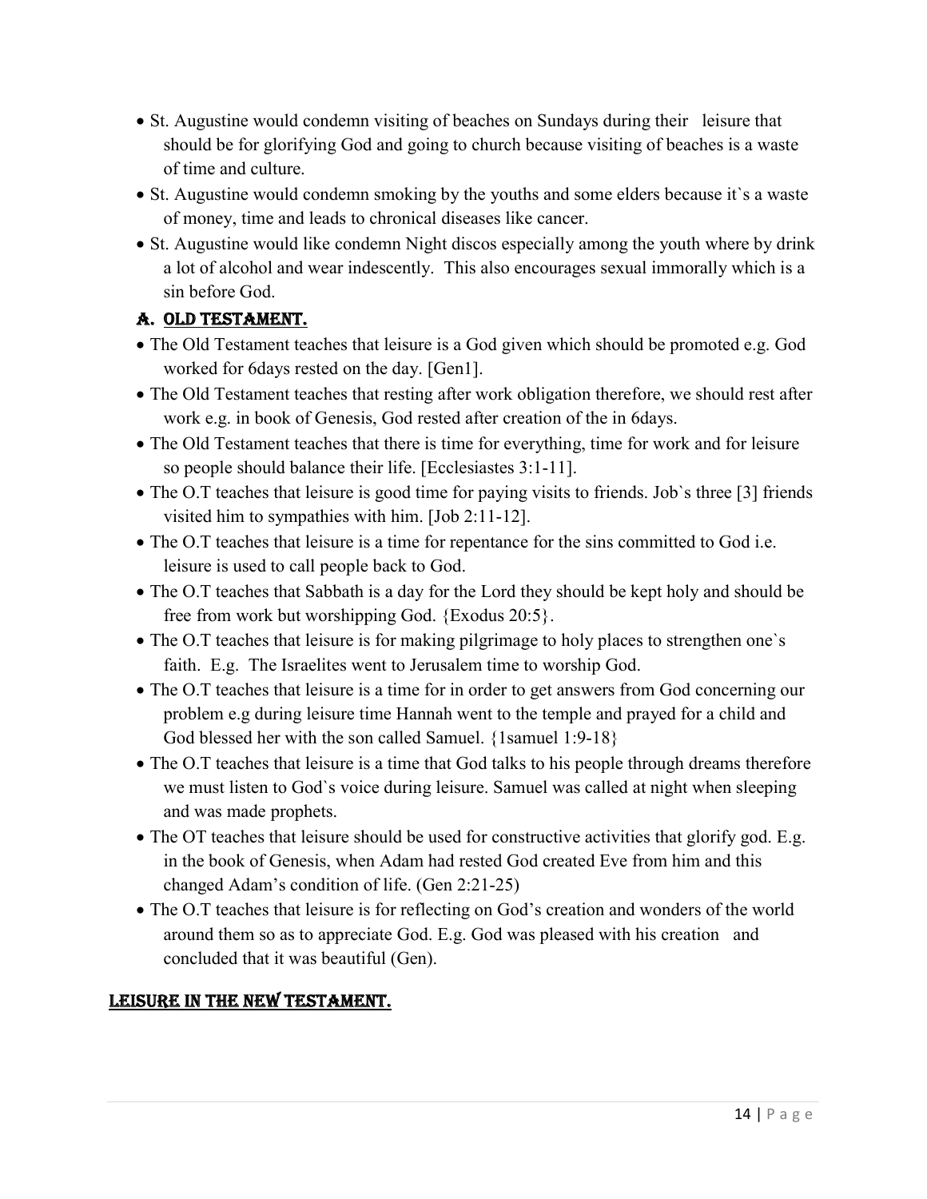- St. Augustine would condemn visiting of beaches on Sundays during their leisure that should be for glorifying God and going to church because visiting of beaches is a waste of time and culture.
- St. Augustine would condemn smoking by the youths and some elders because it`s a waste of money, time and leads to chronical diseases like cancer.
- St. Augustine would like condemn Night discos especially among the youth where by drink a lot of alcohol and wear indescently. This also encourages sexual immorally which is a sin before God.

## A. OLD TESTAMENT.

- The Old Testament teaches that leisure is a God given which should be promoted e.g. God worked for 6days rested on the day. [Gen1].
- The Old Testament teaches that resting after work obligation therefore, we should rest after work e.g. in book of Genesis, God rested after creation of the in 6days.
- The Old Testament teaches that there is time for everything, time for work and for leisure so people should balance their life. [Ecclesiastes 3:1-11].
- The O.T teaches that leisure is good time for paying visits to friends. Job`s three [3] friends visited him to sympathies with him. [Job 2:11-12].
- The O.T teaches that leisure is a time for repentance for the sins committed to God i.e. leisure is used to call people back to God.
- The O.T teaches that Sabbath is a day for the Lord they should be kept holy and should be free from work but worshipping God. {Exodus 20:5}.
- The O.T teaches that leisure is for making pilgrimage to holy places to strengthen one`s faith. E.g. The Israelites went to Jerusalem time to worship God.
- The O.T teaches that leisure is a time for in order to get answers from God concerning our problem e.g during leisure time Hannah went to the temple and prayed for a child and God blessed her with the son called Samuel. {1samuel 1:9-18}
- The O.T teaches that leisure is a time that God talks to his people through dreams therefore we must listen to God`s voice during leisure. Samuel was called at night when sleeping and was made prophets.
- The OT teaches that leisure should be used for constructive activities that glorify god. E.g. in the book of Genesis, when Adam had rested God created Eve from him and this changed Adam's condition of life. (Gen 2:21-25)
- The O.T teaches that leisure is for reflecting on God's creation and wonders of the world around them so as to appreciate God. E.g. God was pleased with his creation and concluded that it was beautiful (Gen).

## LEISURE IN THE NEW TESTAMENT.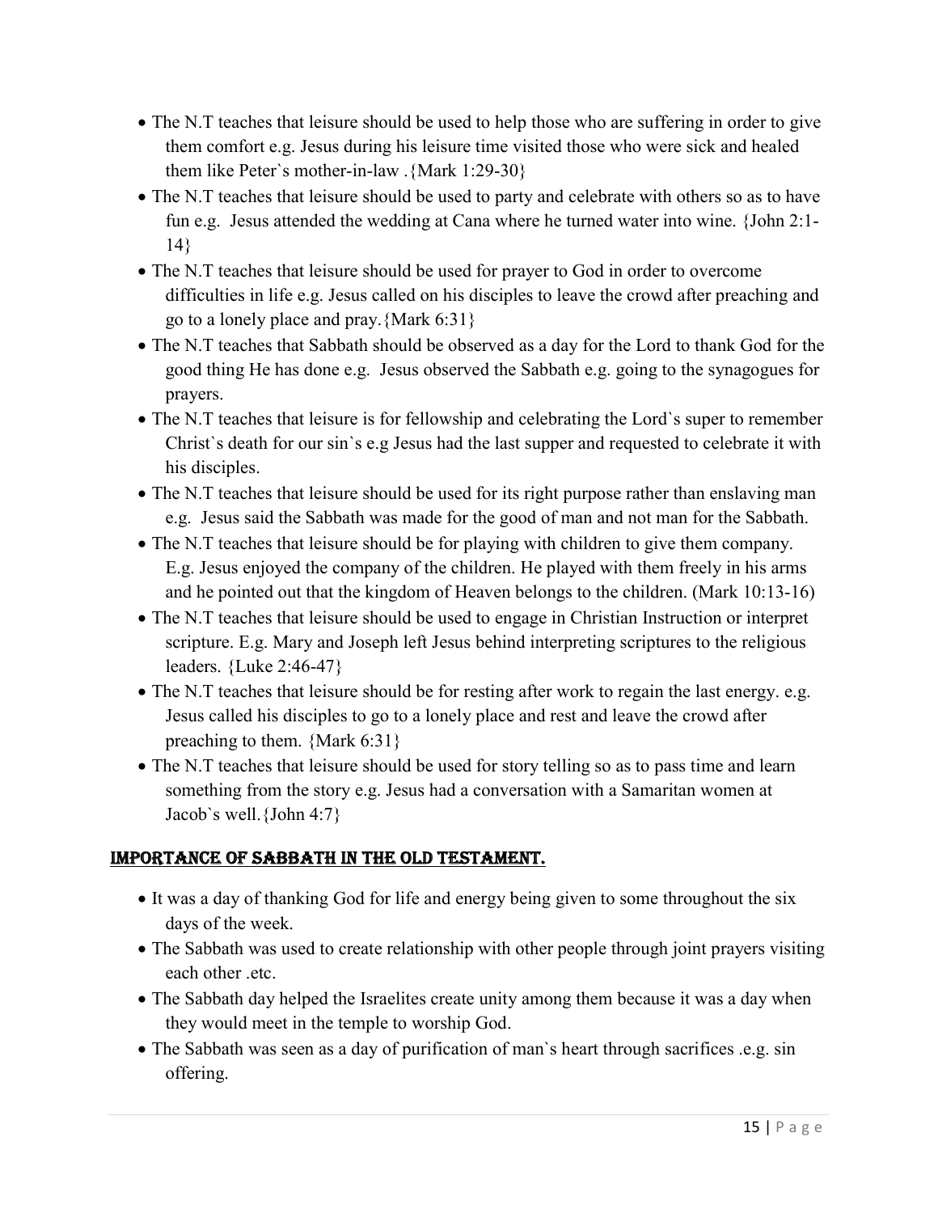- The N.T teaches that leisure should be used to help those who are suffering in order to give them comfort e.g. Jesus during his leisure time visited those who were sick and healed them like Peter`s mother-in-law .{Mark 1:29-30}
- The N.T teaches that leisure should be used to party and celebrate with others so as to have fun e.g. Jesus attended the wedding at Cana where he turned water into wine. {John 2:1-14}
- The N.T teaches that leisure should be used for prayer to God in order to overcome difficulties in life e.g. Jesus called on his disciples to leave the crowd after preaching and go to a lonely place and pray.{Mark 6:31}
- The N.T teaches that Sabbath should be observed as a day for the Lord to thank God for the good thing He has done e.g. Jesus observed the Sabbath e.g. going to the synagogues for prayers.
- The N.T teaches that leisure is for fellowship and celebrating the Lord`s super to remember Christ`s death for our sin`s e.g Jesus had the last supper and requested to celebrate it with his disciples.
- The N.T teaches that leisure should be used for its right purpose rather than enslaving man e.g. Jesus said the Sabbath was made for the good of man and not man for the Sabbath.
- The N.T teaches that leisure should be for playing with children to give them company. E.g. Jesus enjoyed the company of the children. He played with them freely in his arms and he pointed out that the kingdom of Heaven belongs to the children. (Mark 10:13-16)
- The N.T teaches that leisure should be used to engage in Christian Instruction or interpret scripture. E.g. Mary and Joseph left Jesus behind interpreting scriptures to the religious leaders. {Luke 2:46-47}
- The N.T teaches that leisure should be for resting after work to regain the last energy. e.g. Jesus called his disciples to go to a lonely place and rest and leave the crowd after preaching to them. {Mark 6:31}
- The N.T teaches that leisure should be used for story telling so as to pass time and learn something from the story e.g. Jesus had a conversation with a Samaritan women at Jacob`s well.{John 4:7}

## IMPORTANCE OF SABBATH IN THE OLD TESTAMENT.

- It was a day of thanking God for life and energy being given to some throughout the six days of the week.
- The Sabbath was used to create relationship with other people through joint prayers visiting each other .etc.
- The Sabbath day helped the Israelites create unity among them because it was a day when they would meet in the temple to worship God.
- The Sabbath was seen as a day of purification of man`s heart through sacrifices .e.g. sin offering.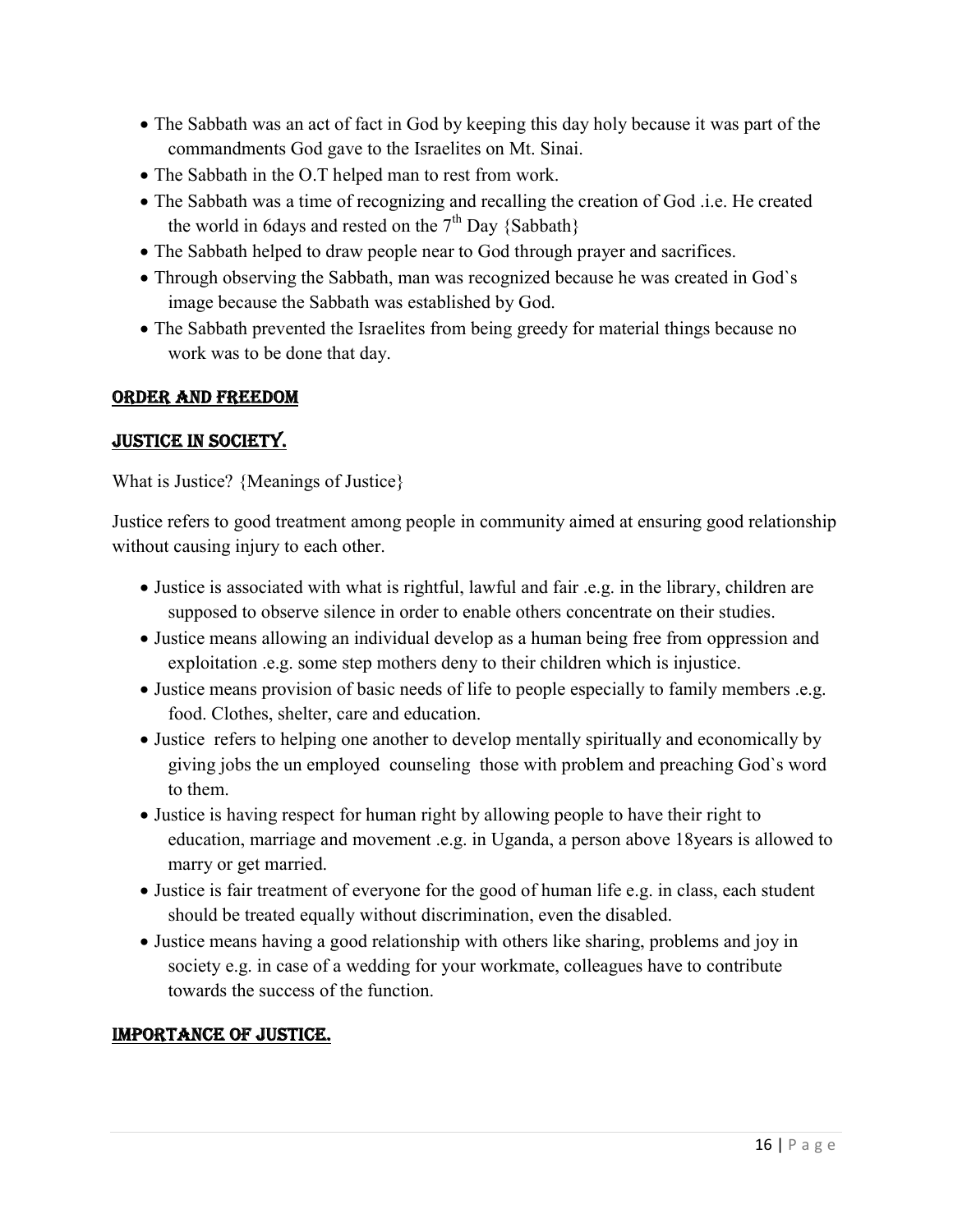- The Sabbath was an act of fact in God by keeping this day holy because it was part of the commandments God gave to the Israelites on Mt. Sinai.
- The Sabbath in the O.T helped man to rest from work.
- The Sabbath was a time of recognizing and recalling the creation of God .i.e. He created the world in 6days and rested on the $7^{th}$ Day {Sabbath}
- The Sabbath helped to draw people near to God through prayer and sacrifices.
- Through observing the Sabbath, man was recognized because he was created in God`s image because the Sabbath was established by God.
- The Sabbath prevented the Israelites from being greedy for material things because no work was to be done that day.

## ORDER AND FREEDOM

## JUSTICE IN SOCIETY.

What is Justice? {Meanings of Justice}

Justice refers to good treatment among people in community aimed at ensuring good relationship without causing injury to each other.

- Justice is associated with what is rightful, lawful and fair .e.g. in the library, children are supposed to observe silence in order to enable others concentrate on their studies.
- Justice means allowing an individual develop as a human being free from oppression and exploitation .e.g. some step mothers deny to their children which is injustice.
- Justice means provision of basic needs of life to people especially to family members .e.g. food. Clothes, shelter, care and education.
- Justice refers to helping one another to develop mentally spiritually and economically by giving jobs the un employed counseling those with problem and preaching God`s word to them.
- Justice is having respect for human right by allowing people to have their right to education, marriage and movement .e.g. in Uganda, a person above 18years is allowed to marry or get married.
- Justice is fair treatment of everyone for the good of human life e.g. in class, each student should be treated equally without discrimination, even the disabled.
- Justice means having a good relationship with others like sharing, problems and joy in society e.g. in case of a wedding for your workmate, colleagues have to contribute towards the success of the function.

## IMPORTANCE OF JUSTICE.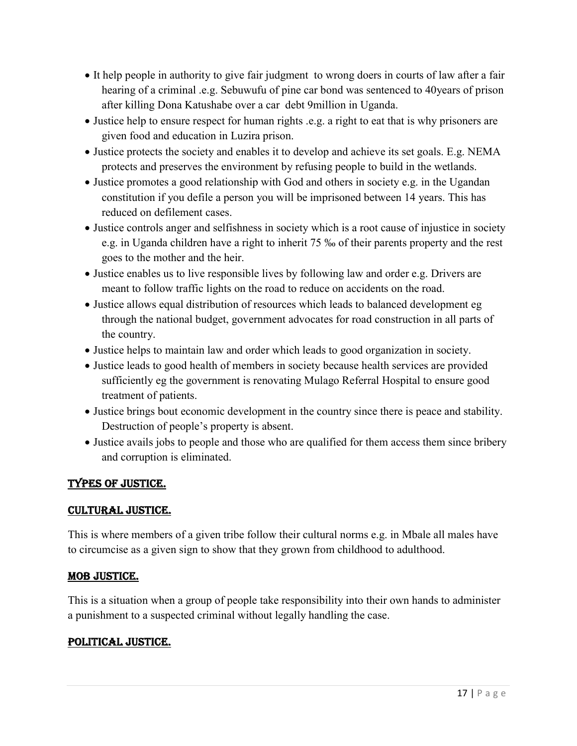- It help people in authority to give fair judgment to wrong doers in courts of law after a fair hearing of a criminal .e.g. Sebuwufu of pine car bond was sentenced to 40years of prison after killing Dona Katushabe over a car debt 9million in Uganda.
- Justice help to ensure respect for human rights .e.g. a right to eat that is why prisoners are given food and education in Luzira prison.
- Justice protects the society and enables it to develop and achieve its set goals. E.g. NEMA protects and preserves the environment by refusing people to build in the wetlands.
- Justice promotes a good relationship with God and others in society e.g. in the Ugandan constitution if you defile a person you will be imprisoned between 14 years. This has reduced on defilement cases.
- Justice controls anger and selfishness in society which is a root cause of injustice in society e.g. in Uganda children have a right to inherit 75 ‰ of their parents property and the rest goes to the mother and the heir.
- Justice enables us to live responsible lives by following law and order e.g. Drivers are meant to follow traffic lights on the road to reduce on accidents on the road.
- Justice allows equal distribution of resources which leads to balanced development eg through the national budget, government advocates for road construction in all parts of the country.
- Justice helps to maintain law and order which leads to good organization in society.
- Justice leads to good health of members in society because health services are provided sufficiently eg the government is renovating Mulago Referral Hospital to ensure good treatment of patients.
- Justice brings bout economic development in the country since there is peace and stability. Destruction of people's property is absent.
- Justice avails jobs to people and those who are qualified for them access them since bribery and corruption is eliminated.

## TYPES OF JUSTICE.

### CULTURAL JUSTICE.

This is where members of a given tribe follow their cultural norms e.g. in Mbale all males have to circumcise as a given sign to show that they grown from childhood to adulthood.

### MOB JUSTICE.

This is a situation when a group of people take responsibility into their own hands to administer a punishment to a suspected criminal without legally handling the case.

### POLITICAL JUSTICE.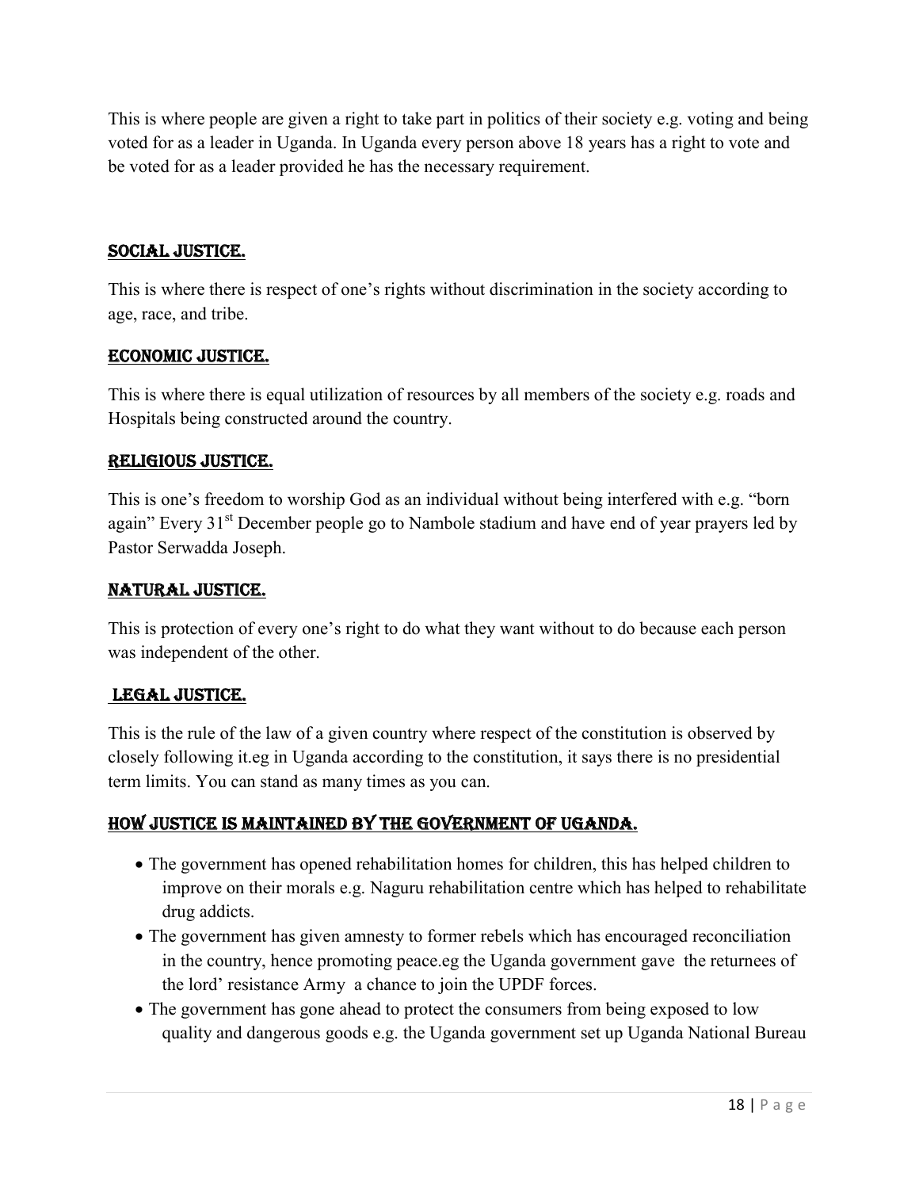This is where people are given a right to take part in politics of their society e.g. voting and being voted for as a leader in Uganda. In Uganda every person above 18 years has a right to vote and be voted for as a leader provided he has the necessary requirement.

## SOCIAL JUSTICE.

This is where there is respect of one's rights without discrimination in the society according to age, race, and tribe.

## ECONOMIC JUSTICE.

This is where there is equal utilization of resources by all members of the society e.g. roads and Hospitals being constructed around the country.

## RELIGIOUS JUSTICE.

This is one's freedom to worship God as an individual without being interfered with e.g. "born again" Every 31st December people go to Nambole stadium and have end of year prayers led by Pastor Serwadda Joseph.

## NATURAL JUSTICE.

This is protection of every one's right to do what they want without to do because each person was independent of the other.

## LEGAL JUSTICE.

This is the rule of the law of a given country where respect of the constitution is observed by closely following it.eg in Uganda according to the constitution, it says there is no presidential term limits. You can stand as many times as you can.

## HOW JUSTICE IS MAINTAINED BY THE GOVERNMENT OF UGANDA.

- The government has opened rehabilitation homes for children, this has helped children to improve on their morals e.g. Naguru rehabilitation centre which has helped to rehabilitate drug addicts.
- The government has given amnesty to former rebels which has encouraged reconciliation in the country, hence promoting peace.eg the Uganda government gave the returnees of the lord' resistance Army a chance to join the UPDF forces.
- The government has gone ahead to protect the consumers from being exposed to low quality and dangerous goods e.g. the Uganda government set up Uganda National Bureau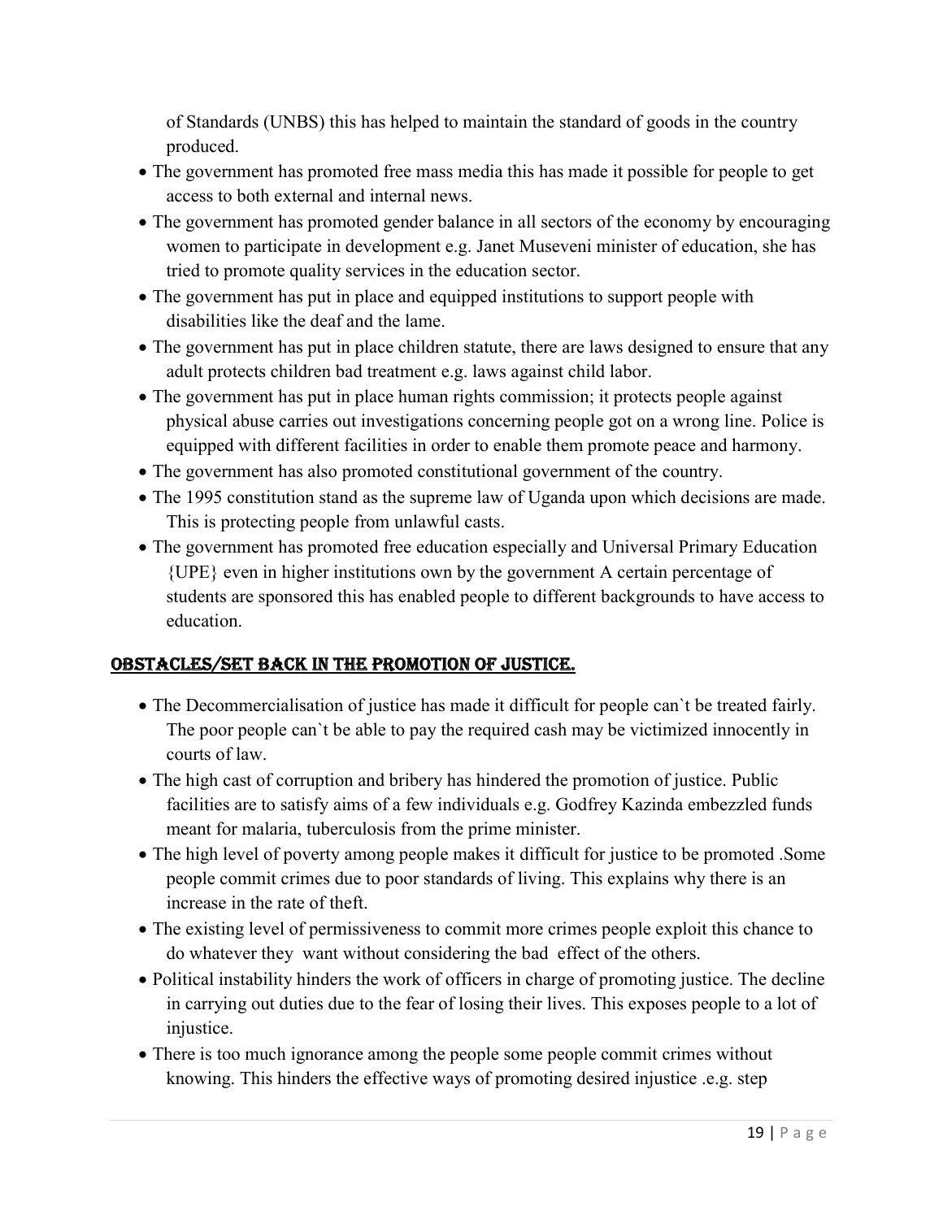of Standards (UNBS) this has helped to maintain the standard of goods in the country produced.

- The government has promoted free mass media this has made it possible for people to get access to both external and internal news.
- The government has promoted gender balance in all sectors of the economy by encouraging women to participate in development e.g. Janet Museveni minister of education, she has tried to promote quality services in the education sector.
- The government has put in place and equipped institutions to support people with disabilities like the deaf and the lame.
- The government has put in place children statute, there are laws designed to ensure that any adult protects children bad treatment e.g. laws against child labor.
- The government has put in place human rights commission; it protects people against physical abuse carries out investigations concerning people got on a wrong line. Police is equipped with different facilities in order to enable them promote peace and harmony.
- The government has also promoted constitutional government of the country.
- The 1995 constitution stand as the supreme law of Uganda upon which decisions are made. This is protecting people from unlawful casts.
- The government has promoted free education especially and Universal Primary Education {UPE} even in higher institutions own by the government A certain percentage of students are sponsored this has enabled people to different backgrounds to have access to education.

## OBSTACLES/SET BACK IN THE PROMOTION OF JUSTICE.

- The Decommercialisation of justice has made it difficult for people can`t be treated fairly. The poor people can`t be able to pay the required cash may be victimized innocently in courts of law.
- The high cast of corruption and bribery has hindered the promotion of justice. Public facilities are to satisfy aims of a few individuals e.g. Godfrey Kazinda embezzled funds meant for malaria, tuberculosis from the prime minister.
- The high level of poverty among people makes it difficult for justice to be promoted .Some people commit crimes due to poor standards of living. This explains why there is an increase in the rate of theft.
- The existing level of permissiveness to commit more crimes people exploit this chance to do whatever they want without considering the bad effect of the others.
- Political instability hinders the work of officers in charge of promoting justice. The decline in carrying out duties due to the fear of losing their lives. This exposes people to a lot of injustice.
- There is too much ignorance among the people some people commit crimes without knowing. This hinders the effective ways of promoting desired injustice .e.g. step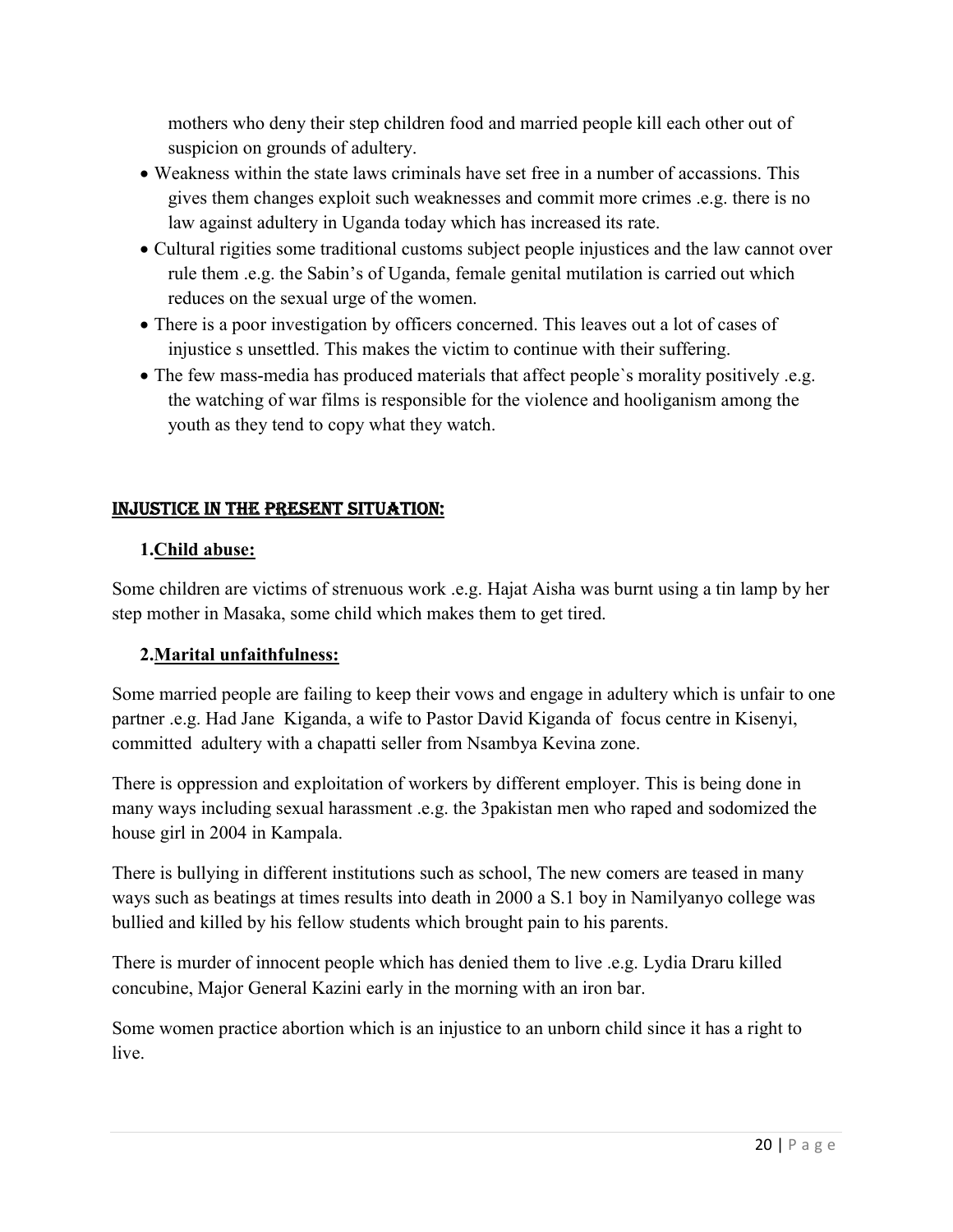mothers who deny their step children food and married people kill each other out of suspicion on grounds of adultery.

- Weakness within the state laws criminals have set free in a number of accassions. This gives them changes exploit such weaknesses and commit more crimes .e.g. there is no law against adultery in Uganda today which has increased its rate.
- Cultural rigities some traditional customs subject people injustices and the law cannot over rule them .e.g. the Sabin's of Uganda, female genital mutilation is carried out which reduces on the sexual urge of the women.
- There is a poor investigation by officers concerned. This leaves out a lot of cases of injustice s unsettled. This makes the victim to continue with their suffering.
- The few mass-media has produced materials that affect people`s morality positively .e.g. the watching of war films is responsible for the violence and hooliganism among the youth as they tend to copy what they watch.

## INJUSTICE IN THE PRESENT SITUATION:

### 1.Child abuse:

Some children are victims of strenuous work .e.g. Hajat Aisha was burnt using a tin lamp by her step mother in Masaka, some child which makes them to get tired.

### 2.Marital unfaithfulness:

Some married people are failing to keep their vows and engage in adultery which is unfair to one partner .e.g. Had Jane Kiganda, a wife to Pastor David Kiganda of focus centre in Kisenyi, committed adultery with a chapatti seller from Nsambya Kevina zone.

There is oppression and exploitation of workers by different employer. This is being done in many ways including sexual harassment .e.g. the 3pakistan men who raped and sodomized the house girl in 2004 in Kampala.

There is bullying in different institutions such as school, The new comers are teased in many ways such as beatings at times results into death in 2000 a S.1 boy in Namilyanyo college was bullied and killed by his fellow students which brought pain to his parents.

There is murder of innocent people which has denied them to live .e.g. Lydia Draru killed concubine, Major General Kazini early in the morning with an iron bar.

Some women practice abortion which is an injustice to an unborn child since it has a right to live.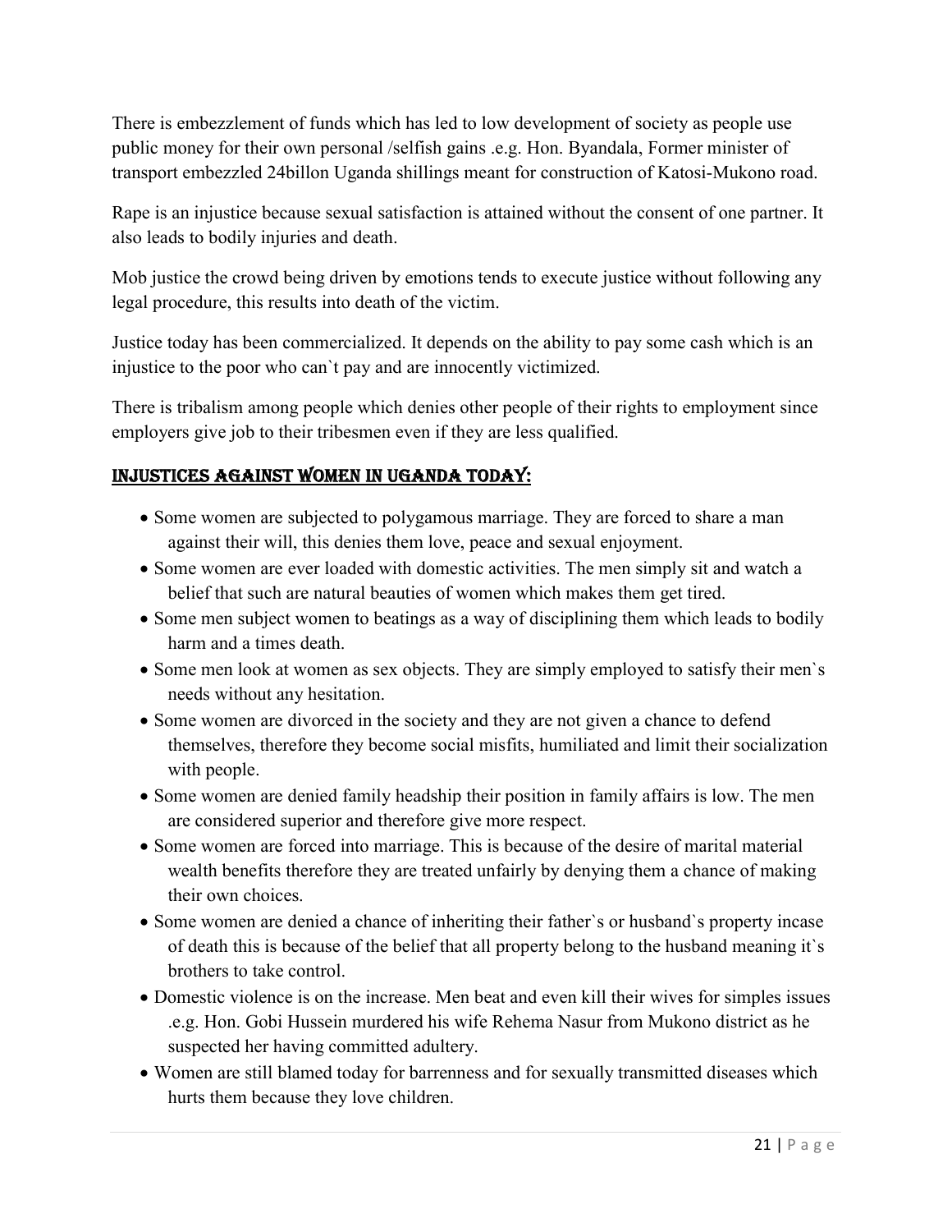There is embezzlement of funds which has led to low development of society as people use public money for their own personal /selfish gains .e.g. Hon. Byandala, Former minister of transport embezzled 24billon Uganda shillings meant for construction of Katosi-Mukono road.

Rape is an injustice because sexual satisfaction is attained without the consent of one partner. It also leads to bodily injuries and death.

Mob justice the crowd being driven by emotions tends to execute justice without following any legal procedure, this results into death of the victim.

Justice today has been commercialized. It depends on the ability to pay some cash which is an injustice to the poor who can`t pay and are innocently victimized.

There is tribalism among people which denies other people of their rights to employment since employers give job to their tribesmen even if they are less qualified.

## INJUSTICES AGAINST WOMEN IN UGANDA TODAY:

- Some women are subjected to polygamous marriage. They are forced to share a man against their will, this denies them love, peace and sexual enjoyment.
- Some women are ever loaded with domestic activities. The men simply sit and watch a belief that such are natural beauties of women which makes them get tired.
- Some men subject women to beatings as a way of disciplining them which leads to bodily harm and a times death.
- Some men look at women as sex objects. They are simply employed to satisfy their men`s needs without any hesitation.
- Some women are divorced in the society and they are not given a chance to defend themselves, therefore they become social misfits, humiliated and limit their socialization with people.
- Some women are denied family headship their position in family affairs is low. The men are considered superior and therefore give more respect.
- Some women are forced into marriage. This is because of the desire of marital material wealth benefits therefore they are treated unfairly by denying them a chance of making their own choices.
- Some women are denied a chance of inheriting their father`s or husband`s property incase of death this is because of the belief that all property belong to the husband meaning it`s brothers to take control.
- Domestic violence is on the increase. Men beat and even kill their wives for simples issues .e.g. Hon. Gobi Hussein murdered his wife Rehema Nasur from Mukono district as he suspected her having committed adultery.
- Women are still blamed today for barrenness and for sexually transmitted diseases which hurts them because they love children.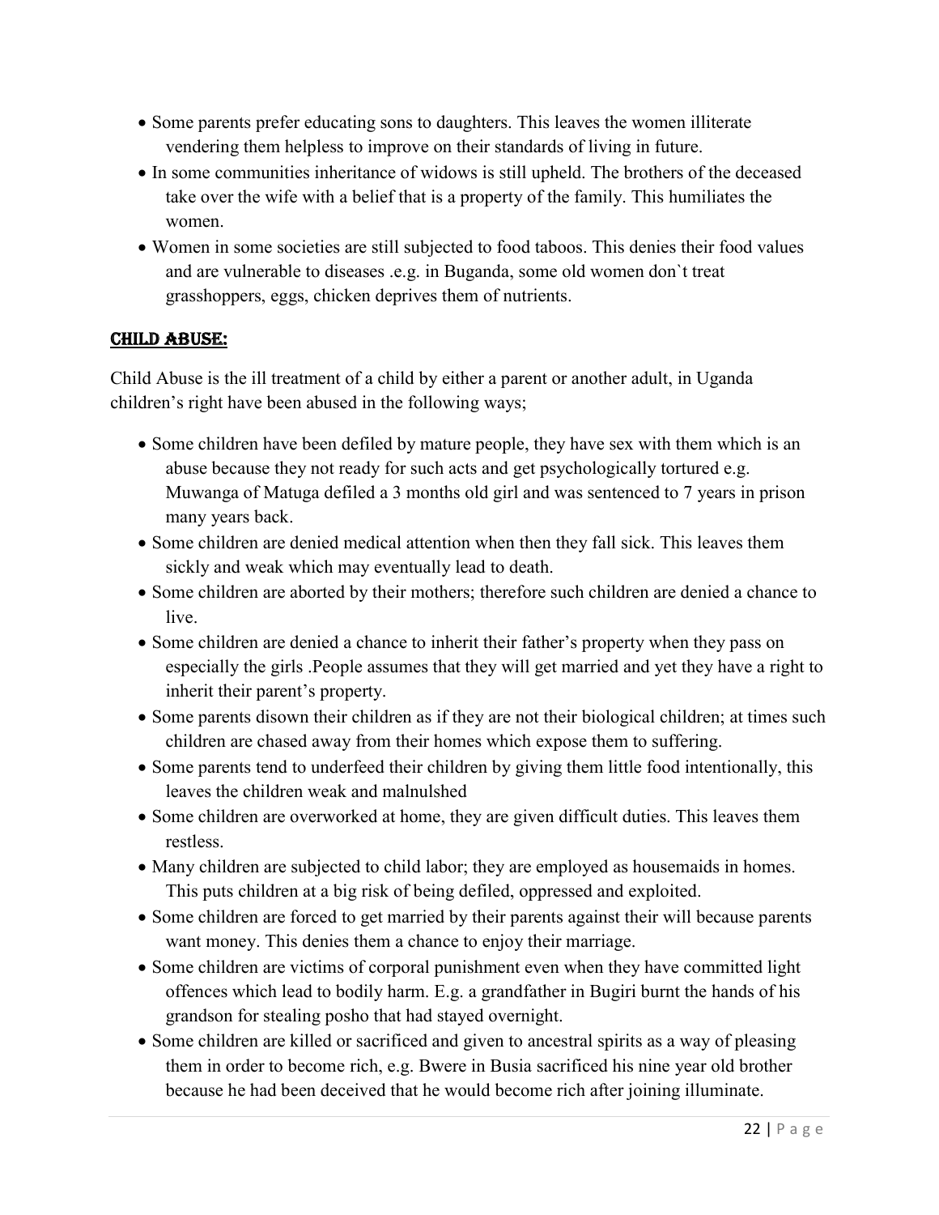- Some parents prefer educating sons to daughters. This leaves the women illiterate vendering them helpless to improve on their standards of living in future.
- In some communities inheritance of widows is still upheld. The brothers of the deceased take over the wife with a belief that is a property of the family. This humiliates the women.
- Women in some societies are still subjected to food taboos. This denies their food values and are vulnerable to diseases .e.g. in Buganda, some old women don`t treat grasshoppers, eggs, chicken deprives them of nutrients.

## CHILD ABUSE:

Child Abuse is the ill treatment of a child by either a parent or another adult, in Uganda children's right have been abused in the following ways;

- Some children have been defiled by mature people, they have sex with them which is an abuse because they not ready for such acts and get psychologically tortured e.g. Muwanga of Matuga defiled a 3 months old girl and was sentenced to 7 years in prison many years back.
- Some children are denied medical attention when then they fall sick. This leaves them sickly and weak which may eventually lead to death.
- Some children are aborted by their mothers; therefore such children are denied a chance to live.
- Some children are denied a chance to inherit their father's property when they pass on especially the girls .People assumes that they will get married and yet they have a right to inherit their parent's property.
- Some parents disown their children as if they are not their biological children; at times such children are chased away from their homes which expose them to suffering.
- Some parents tend to underfeed their children by giving them little food intentionally, this leaves the children weak and malnulshed
- Some children are overworked at home, they are given difficult duties. This leaves them restless.
- Many children are subjected to child labor; they are employed as housemaids in homes. This puts children at a big risk of being defiled, oppressed and exploited.
- Some children are forced to get married by their parents against their will because parents want money. This denies them a chance to enjoy their marriage.
- Some children are victims of corporal punishment even when they have committed light offences which lead to bodily harm. E.g. a grandfather in Bugiri burnt the hands of his grandson for stealing posho that had stayed overnight.
- Some children are killed or sacrificed and given to ancestral spirits as a way of pleasing them in order to become rich, e.g. Bwere in Busia sacrificed his nine year old brother because he had been deceived that he would become rich after joining illuminate.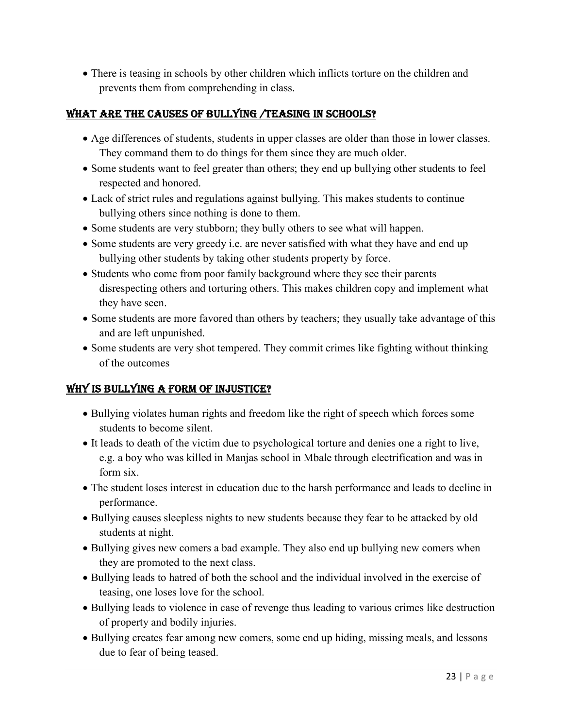- There is teasing in schools by other children which inflicts torture on the children and prevents them from comprehending in class.

## WHAT ARE THE CAUSES OF BULLYING /TEASING IN SCHOOLS?

- Age differences of students, students in upper classes are older than those in lower classes. They command them to do things for them since they are much older.
- Some students want to feel greater than others; they end up bullying other students to feel respected and honored.
- Lack of strict rules and regulations against bullying. This makes students to continue bullying others since nothing is done to them.
- Some students are very stubborn; they bully others to see what will happen.
- Some students are very greedy i.e. are never satisfied with what they have and end up bullying other students by taking other students property by force.
- Students who come from poor family background where they see their parents disrespecting others and torturing others. This makes children copy and implement what they have seen.
- Some students are more favored than others by teachers; they usually take advantage of this and are left unpunished.
- Some students are very shot tempered. They commit crimes like fighting without thinking of the outcomes

## WHY IS BULLYING A FORM OF INJUSTICE?

- Bullying violates human rights and freedom like the right of speech which forces some students to become silent.
- It leads to death of the victim due to psychological torture and denies one a right to live, e.g. a boy who was killed in Manjas school in Mbale through electrification and was in form six.
- The student loses interest in education due to the harsh performance and leads to decline in performance.
- Bullying causes sleepless nights to new students because they fear to be attacked by old students at night.
- Bullying gives new comers a bad example. They also end up bullying new comers when they are promoted to the next class.
- Bullying leads to hatred of both the school and the individual involved in the exercise of teasing, one loses love for the school.
- Bullying leads to violence in case of revenge thus leading to various crimes like destruction of property and bodily injuries.
- Bullying creates fear among new comers, some end up hiding, missing meals, and lessons due to fear of being teased.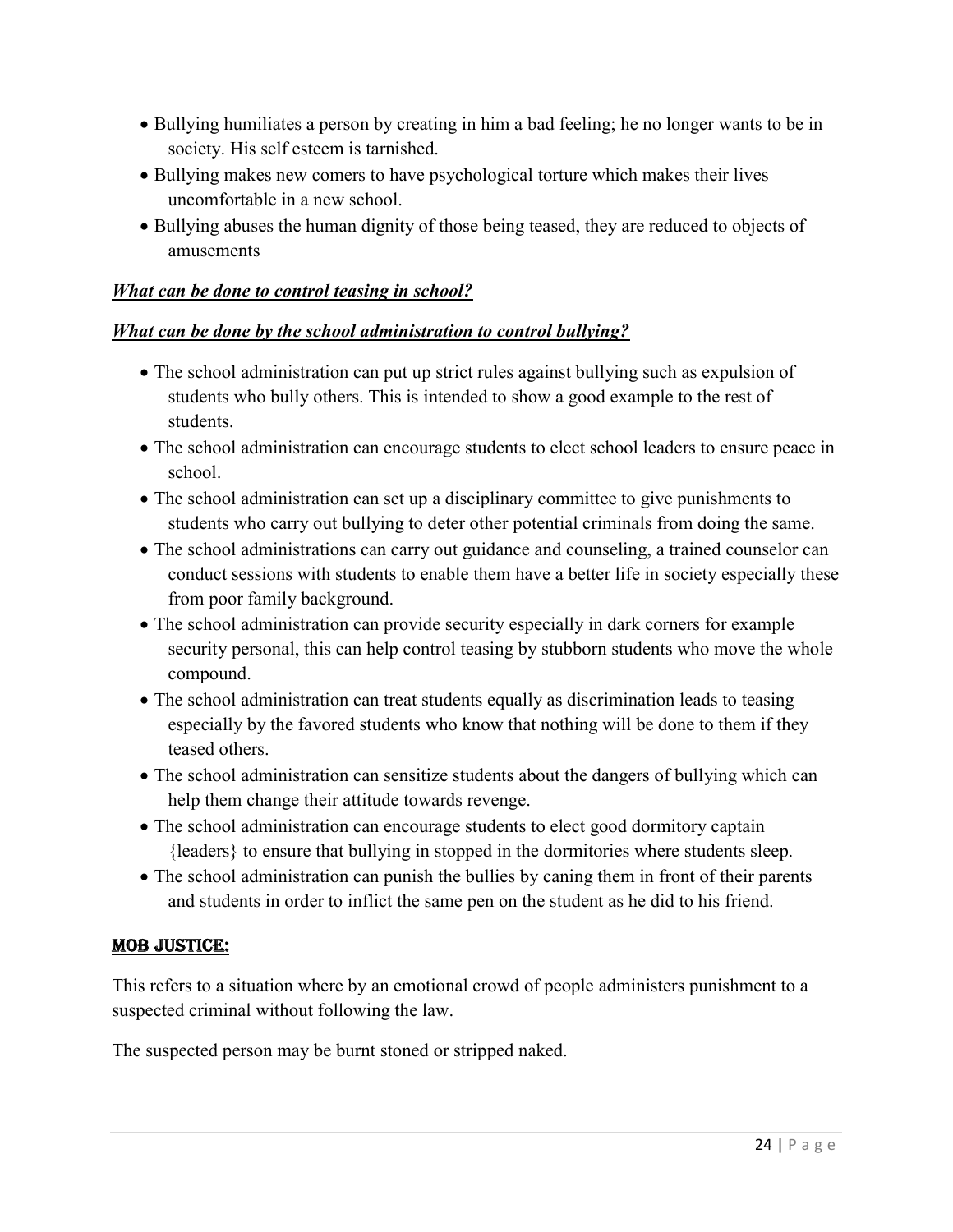- Bullying humiliates a person by creating in him a bad feeling; he no longer wants to be in society. His self esteem is tarnished.
- Bullying makes new comers to have psychological torture which makes their lives uncomfortable in a new school.
- Bullying abuses the human dignity of those being teased, they are reduced to objects of amusements

***What can be done to control teasing in school?***

***What can be done by the school administration to control bullying?***

- The school administration can put up strict rules against bullying such as expulsion of students who bully others. This is intended to show a good example to the rest of students.
- The school administration can encourage students to elect school leaders to ensure peace in school.
- The school administration can set up a disciplinary committee to give punishments to students who carry out bullying to deter other potential criminals from doing the same.
- The school administrations can carry out guidance and counseling, a trained counselor can conduct sessions with students to enable them have a better life in society especially these from poor family background.
- The school administration can provide security especially in dark corners for example security personal, this can help control teasing by stubborn students who move the whole compound.
- The school administration can treat students equally as discrimination leads to teasing especially by the favored students who know that nothing will be done to them if they teased others.
- The school administration can sensitize students about the dangers of bullying which can help them change their attitude towards revenge.
- The school administration can encourage students to elect good dormitory captain {leaders} to ensure that bullying in stopped in the dormitories where students sleep.
- The school administration can punish the bullies by caning them in front of their parents and students in order to inflict the same pen on the student as he did to his friend.

## MOB JUSTICE:

This refers to a situation where by an emotional crowd of people administers punishment to a suspected criminal without following the law.

The suspected person may be burnt stoned or stripped naked.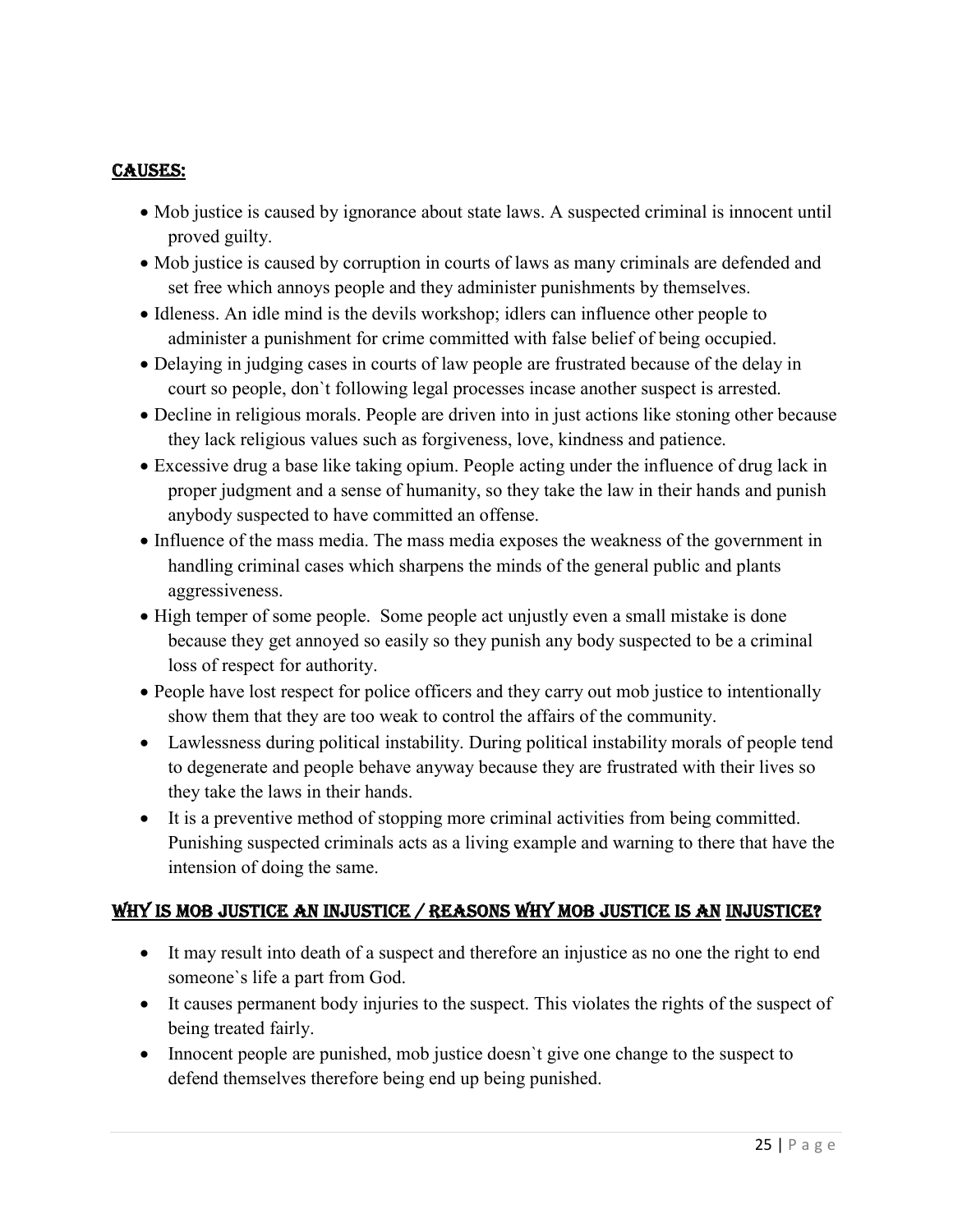## CAUSES:

- Mob justice is caused by ignorance about state laws. A suspected criminal is innocent until proved guilty.
- Mob justice is caused by corruption in courts of laws as many criminals are defended and set free which annoys people and they administer punishments by themselves.
- Idleness. An idle mind is the devils workshop; idlers can influence other people to administer a punishment for crime committed with false belief of being occupied.
- Delaying in judging cases in courts of law people are frustrated because of the delay in court so people, don`t following legal processes incase another suspect is arrested.
- Decline in religious morals. People are driven into in just actions like stoning other because they lack religious values such as forgiveness, love, kindness and patience.
- Excessive drug a base like taking opium. People acting under the influence of drug lack in proper judgment and a sense of humanity, so they take the law in their hands and punish anybody suspected to have committed an offense.
- Influence of the mass media. The mass media exposes the weakness of the government in handling criminal cases which sharpens the minds of the general public and plants aggressiveness.
- High temper of some people. Some people act unjustly even a small mistake is done because they get annoyed so easily so they punish any body suspected to be a criminal loss of respect for authority.
- People have lost respect for police officers and they carry out mob justice to intentionally show them that they are too weak to control the affairs of the community.
- Lawlessness during political instability. During political instability morals of people tend to degenerate and people behave anyway because they are frustrated with their lives so they take the laws in their hands.
- It is a preventive method of stopping more criminal activities from being committed. Punishing suspected criminals acts as a living example and warning to there that have the intension of doing the same.

## WHY IS MOB JUSTICE AN INJUSTICE / REASONS WHY MOB JUSTICE IS AN INJUSTICE?

- It may result into death of a suspect and therefore an injustice as no one the right to end someone`s life a part from God.
- It causes permanent body injuries to the suspect. This violates the rights of the suspect of being treated fairly.
- Innocent people are punished, mob justice doesn`t give one change to the suspect to defend themselves therefore being end up being punished.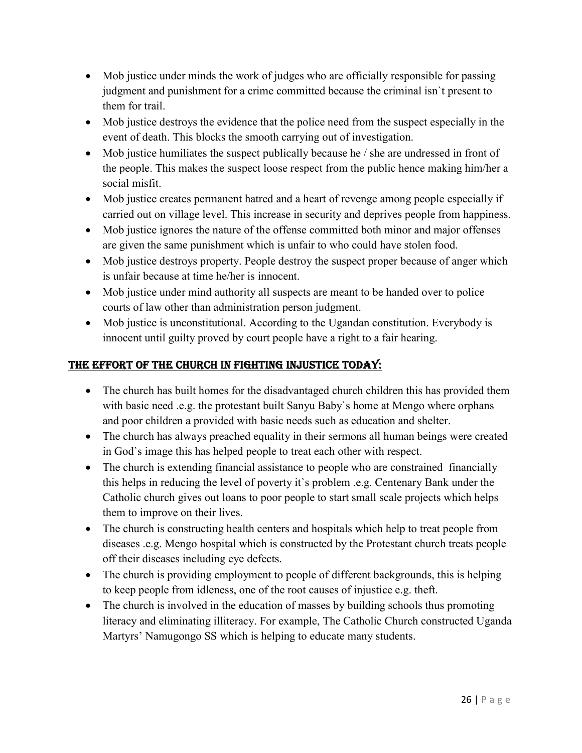- Mob justice under minds the work of judges who are officially responsible for passing judgment and punishment for a crime committed because the criminal isn`t present to them for trail.
- Mob justice destroys the evidence that the police need from the suspect especially in the event of death. This blocks the smooth carrying out of investigation.
- Mob justice humiliates the suspect publically because he / she are undressed in front of the people. This makes the suspect loose respect from the public hence making him/her a social misfit.
- Mob justice creates permanent hatred and a heart of revenge among people especially if carried out on village level. This increase in security and deprives people from happiness.
- Mob justice ignores the nature of the offense committed both minor and major offenses are given the same punishment which is unfair to who could have stolen food.
- Mob justice destroys property. People destroy the suspect proper because of anger which is unfair because at time he/her is innocent.
- Mob justice under mind authority all suspects are meant to be handed over to police courts of law other than administration person judgment.
- Mob justice is unconstitutional. According to the Ugandan constitution. Everybody is innocent until guilty proved by court people have a right to a fair hearing.

## THE EFFORT OF THE CHURCH IN FIGHTING INJUSTICE TODAY:

- The church has built homes for the disadvantaged church children this has provided them with basic need .e.g. the protestant built Sanyu Baby`s home at Mengo where orphans and poor children a provided with basic needs such as education and shelter.
- The church has always preached equality in their sermons all human beings were created in God`s image this has helped people to treat each other with respect.
- The church is extending financial assistance to people who are constrained financially this helps in reducing the level of poverty it`s problem .e.g. Centenary Bank under the Catholic church gives out loans to poor people to start small scale projects which helps them to improve on their lives.
- The church is constructing health centers and hospitals which help to treat people from diseases .e.g. Mengo hospital which is constructed by the Protestant church treats people off their diseases including eye defects.
- The church is providing employment to people of different backgrounds, this is helping to keep people from idleness, one of the root causes of injustice e.g. theft.
- The church is involved in the education of masses by building schools thus promoting literacy and eliminating illiteracy. For example, The Catholic Church constructed Uganda Martyrs' Namugongo SS which is helping to educate many students.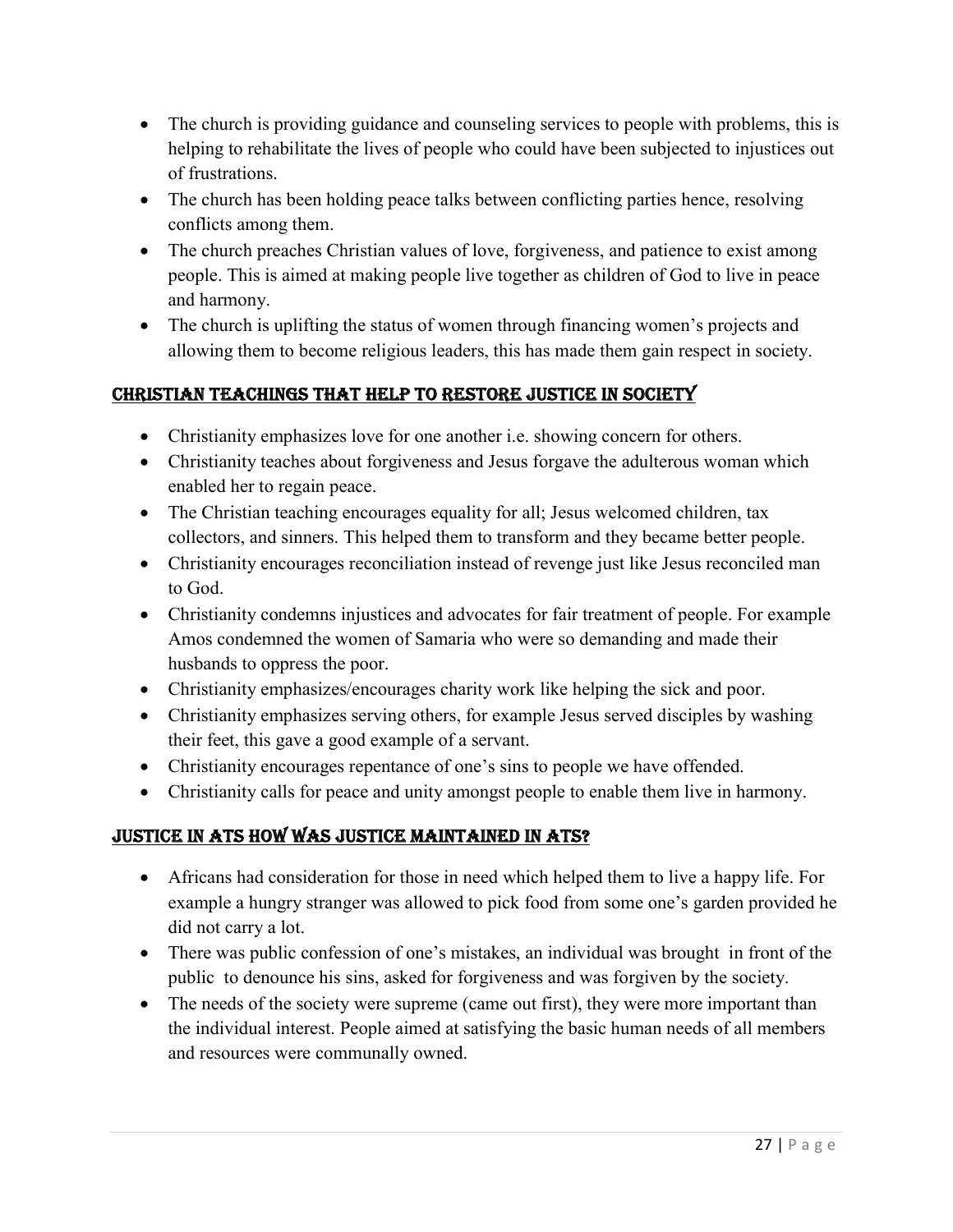- The church is providing guidance and counseling services to people with problems, this is helping to rehabilitate the lives of people who could have been subjected to injustices out of frustrations.
- The church has been holding peace talks between conflicting parties hence, resolving conflicts among them.
- The church preaches Christian values of love, forgiveness, and patience to exist among people. This is aimed at making people live together as children of God to live in peace and harmony.
- The church is uplifting the status of women through financing women's projects and allowing them to become religious leaders, this has made them gain respect in society.

## CHRISTIAN TEACHINGS THAT HELP TO RESTORE JUSTICE IN SOCIETY

- Christianity emphasizes love for one another i.e. showing concern for others.
- Christianity teaches about forgiveness and Jesus forgave the adulterous woman which enabled her to regain peace.
- The Christian teaching encourages equality for all; Jesus welcomed children, tax collectors, and sinners. This helped them to transform and they became better people.
- Christianity encourages reconciliation instead of revenge just like Jesus reconciled man to God.
- Christianity condemns injustices and advocates for fair treatment of people. For example Amos condemned the women of Samaria who were so demanding and made their husbands to oppress the poor.
- Christianity emphasizes/encourages charity work like helping the sick and poor.
- Christianity emphasizes serving others, for example Jesus served disciples by washing their feet, this gave a good example of a servant.
- Christianity encourages repentance of one's sins to people we have offended.
- Christianity calls for peace and unity amongst people to enable them live in harmony.

## JUSTICE IN ATS HOW WAS JUSTICE MAINTAINED IN ATS?

- Africans had consideration for those in need which helped them to live a happy life. For example a hungry stranger was allowed to pick food from some one's garden provided he did not carry a lot.
- There was public confession of one's mistakes, an individual was brought in front of the public to denounce his sins, asked for forgiveness and was forgiven by the society.
- The needs of the society were supreme (came out first), they were more important than the individual interest. People aimed at satisfying the basic human needs of all members and resources were communally owned.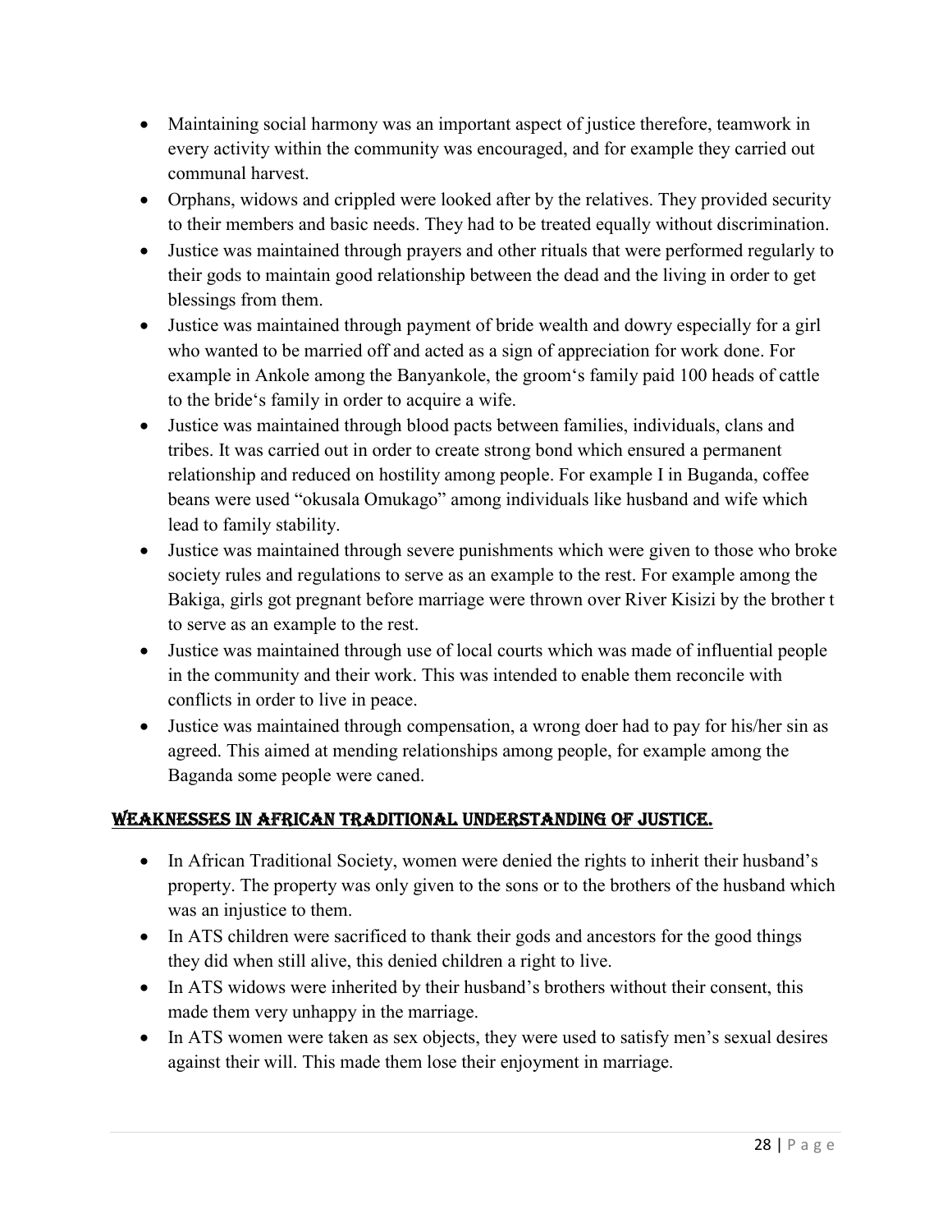- Maintaining social harmony was an important aspect of justice therefore, teamwork in every activity within the community was encouraged, and for example they carried out communal harvest.
- Orphans, widows and crippled were looked after by the relatives. They provided security to their members and basic needs. They had to be treated equally without discrimination.
- Justice was maintained through prayers and other rituals that were performed regularly to their gods to maintain good relationship between the dead and the living in order to get blessings from them.
- Justice was maintained through payment of bride wealth and dowry especially for a girl who wanted to be married off and acted as a sign of appreciation for work done. For example in Ankole among the Banyankole, the groom's family paid 100 heads of cattle to the bride's family in order to acquire a wife.
- Justice was maintained through blood pacts between families, individuals, clans and tribes. It was carried out in order to create strong bond which ensured a permanent relationship and reduced on hostility among people. For example I in Buganda, coffee beans were used "okusala Omukago" among individuals like husband and wife which lead to family stability.
- Justice was maintained through severe punishments which were given to those who broke society rules and regulations to serve as an example to the rest. For example among the Bakiga, girls got pregnant before marriage were thrown over River Kisizi by the brother t to serve as an example to the rest.
- Justice was maintained through use of local courts which was made of influential people in the community and their work. This was intended to enable them reconcile with conflicts in order to live in peace.
- Justice was maintained through compensation, a wrong doer had to pay for his/her sin as agreed. This aimed at mending relationships among people, for example among the Baganda some people were caned.

## WEAKNESSES IN AFRICAN TRADITIONAL UNDERSTANDING OF JUSTICE.

- In African Traditional Society, women were denied the rights to inherit their husband's property. The property was only given to the sons or to the brothers of the husband which was an injustice to them.
- In ATS children were sacrificed to thank their gods and ancestors for the good things they did when still alive, this denied children a right to live.
- In ATS widows were inherited by their husband's brothers without their consent, this made them very unhappy in the marriage.
- In ATS women were taken as sex objects, they were used to satisfy men's sexual desires against their will. This made them lose their enjoyment in marriage.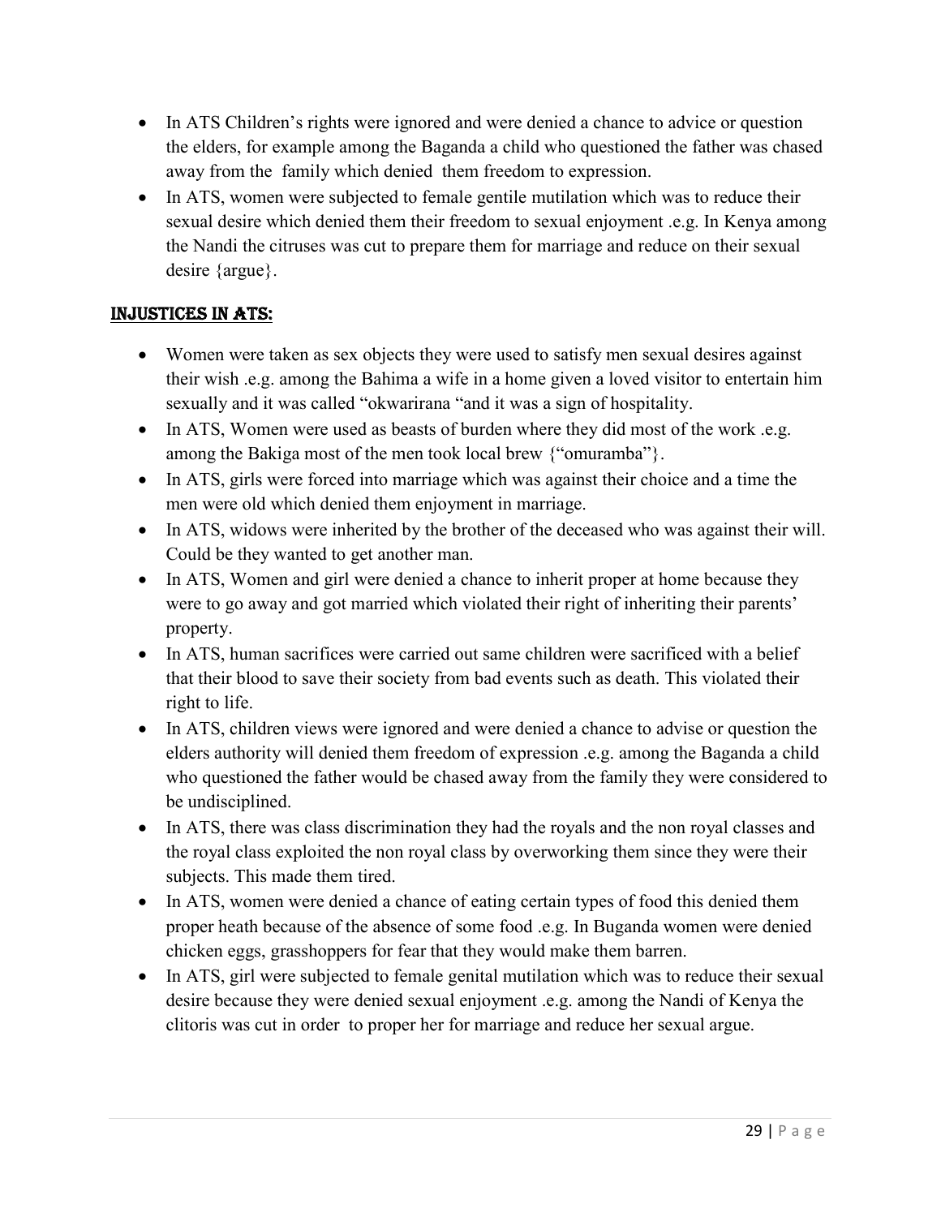- In ATS Children's rights were ignored and were denied a chance to advice or question the elders, for example among the Baganda a child who questioned the father was chased away from the family which denied them freedom to expression.
- In ATS, women were subjected to female gentile mutilation which was to reduce their sexual desire which denied them their freedom to sexual enjoyment .e.g. In Kenya among the Nandi the citruses was cut to prepare them for marriage and reduce on their sexual desire {argue}.

## INJUSTICES IN ATS:

- Women were taken as sex objects they were used to satisfy men sexual desires against their wish .e.g. among the Bahima a wife in a home given a loved visitor to entertain him sexually and it was called "okwarirana "and it was a sign of hospitality.
- In ATS, Women were used as beasts of burden where they did most of the work .e.g. among the Bakiga most of the men took local brew {"omuramba"}.
- In ATS, girls were forced into marriage which was against their choice and a time the men were old which denied them enjoyment in marriage.
- In ATS, widows were inherited by the brother of the deceased who was against their will. Could be they wanted to get another man.
- In ATS, Women and girl were denied a chance to inherit proper at home because they were to go away and got married which violated their right of inheriting their parents' property.
- In ATS, human sacrifices were carried out same children were sacrificed with a belief that their blood to save their society from bad events such as death. This violated their right to life.
- In ATS, children views were ignored and were denied a chance to advise or question the elders authority will denied them freedom of expression .e.g. among the Baganda a child who questioned the father would be chased away from the family they were considered to be undisciplined.
- In ATS, there was class discrimination they had the royals and the non royal classes and the royal class exploited the non royal class by overworking them since they were their subjects. This made them tired.
- In ATS, women were denied a chance of eating certain types of food this denied them proper heath because of the absence of some food .e.g. In Buganda women were denied chicken eggs, grasshoppers for fear that they would make them barren.
- In ATS, girl were subjected to female genital mutilation which was to reduce their sexual desire because they were denied sexual enjoyment .e.g. among the Nandi of Kenya the clitoris was cut in order to proper her for marriage and reduce her sexual argue.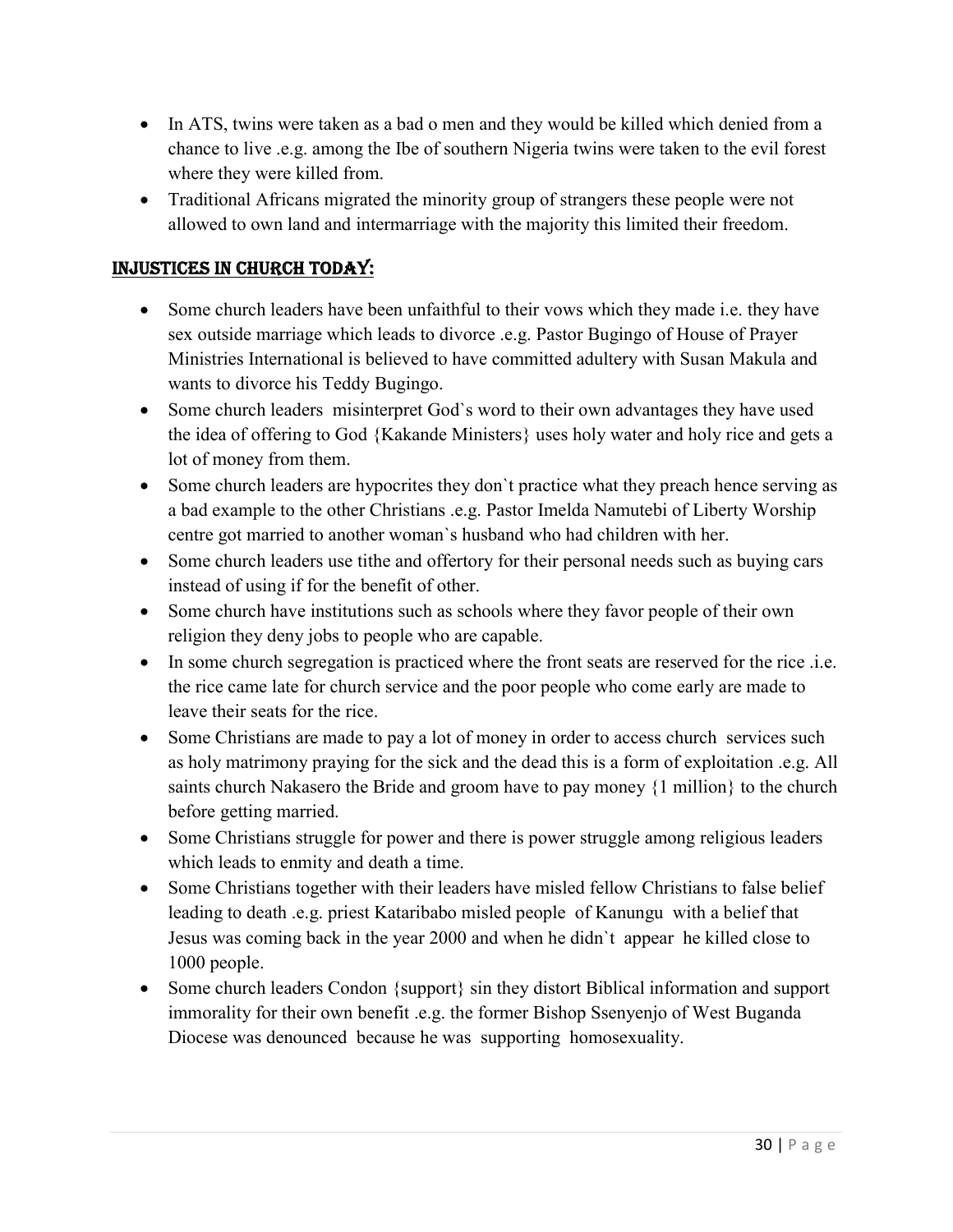- In ATS, twins were taken as a bad o men and they would be killed which denied from a chance to live .e.g. among the Ibe of southern Nigeria twins were taken to the evil forest where they were killed from.
- Traditional Africans migrated the minority group of strangers these people were not allowed to own land and intermarriage with the majority this limited their freedom.

## INJUSTICES IN CHURCH TODAY:

- Some church leaders have been unfaithful to their vows which they made i.e. they have sex outside marriage which leads to divorce .e.g. Pastor Bugingo of House of Prayer Ministries International is believed to have committed adultery with Susan Makula and wants to divorce his Teddy Bugingo.
- Some church leaders misinterpret God`s word to their own advantages they have used the idea of offering to God {Kakande Ministers} uses holy water and holy rice and gets a lot of money from them.
- Some church leaders are hypocrites they don`t practice what they preach hence serving as a bad example to the other Christians .e.g. Pastor Imelda Namutebi of Liberty Worship centre got married to another woman`s husband who had children with her.
- Some church leaders use tithe and offertory for their personal needs such as buying cars instead of using if for the benefit of other.
- Some church have institutions such as schools where they favor people of their own religion they deny jobs to people who are capable.
- In some church segregation is practiced where the front seats are reserved for the rice .i.e. the rice came late for church service and the poor people who come early are made to leave their seats for the rice.
- Some Christians are made to pay a lot of money in order to access church services such as holy matrimony praying for the sick and the dead this is a form of exploitation .e.g. All saints church Nakasero the Bride and groom have to pay money {1 million} to the church before getting married.
- Some Christians struggle for power and there is power struggle among religious leaders which leads to enmity and death a time.
- Some Christians together with their leaders have misled fellow Christians to false belief leading to death .e.g. priest Kataribabo misled people of Kanungu with a belief that Jesus was coming back in the year 2000 and when he didn`t appear he killed close to 1000 people.
- Some church leaders Condon {support} sin they distort Biblical information and support immorality for their own benefit .e.g. the former Bishop Ssenyenjo of West Buganda Diocese was denounced because he was supporting homosexuality.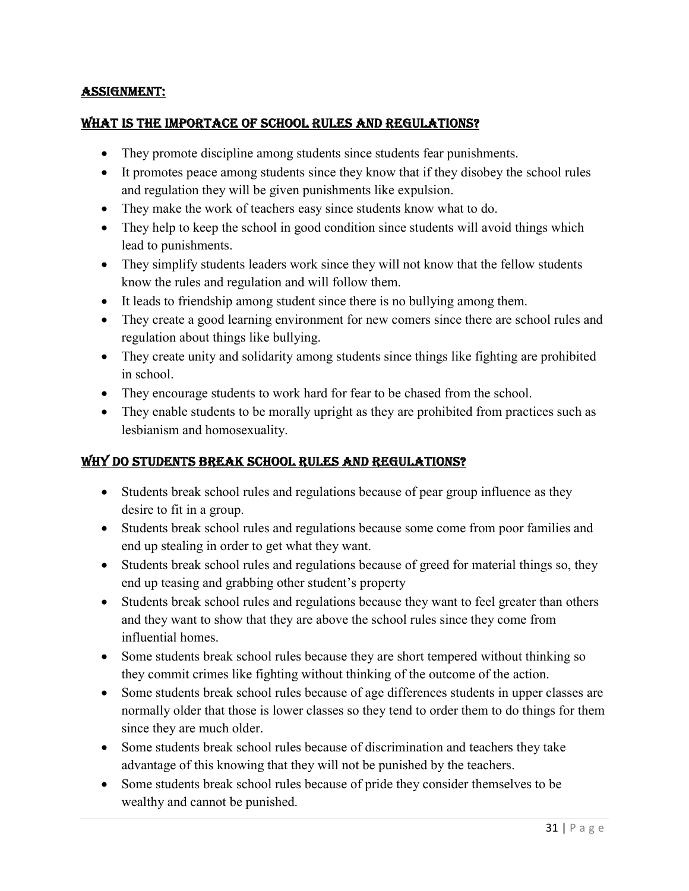## ASSIGNMENT:

## WHAT IS THE IMPORTACE OF SCHOOL RULES AND REGULATIONS?

- They promote discipline among students since students fear punishments.
- It promotes peace among students since they know that if they disobey the school rules and regulation they will be given punishments like expulsion.
- They make the work of teachers easy since students know what to do.
- They help to keep the school in good condition since students will avoid things which lead to punishments.
- They simplify students leaders work since they will not know that the fellow students know the rules and regulation and will follow them.
- It leads to friendship among student since there is no bullying among them.
- They create a good learning environment for new comers since there are school rules and regulation about things like bullying.
- They create unity and solidarity among students since things like fighting are prohibited in school.
- They encourage students to work hard for fear to be chased from the school.
- They enable students to be morally upright as they are prohibited from practices such as lesbianism and homosexuality.

## WHY DO STUDENTS BREAK SCHOOL RULES AND REGULATIONS?

- Students break school rules and regulations because of pear group influence as they desire to fit in a group.
- Students break school rules and regulations because some come from poor families and end up stealing in order to get what they want.
- Students break school rules and regulations because of greed for material things so, they end up teasing and grabbing other student's property
- Students break school rules and regulations because they want to feel greater than others and they want to show that they are above the school rules since they come from influential homes.
- Some students break school rules because they are short tempered without thinking so they commit crimes like fighting without thinking of the outcome of the action.
- Some students break school rules because of age differences students in upper classes are normally older that those is lower classes so they tend to order them to do things for them since they are much older.
- Some students break school rules because of discrimination and teachers they take advantage of this knowing that they will not be punished by the teachers.
- Some students break school rules because of pride they consider themselves to be wealthy and cannot be punished.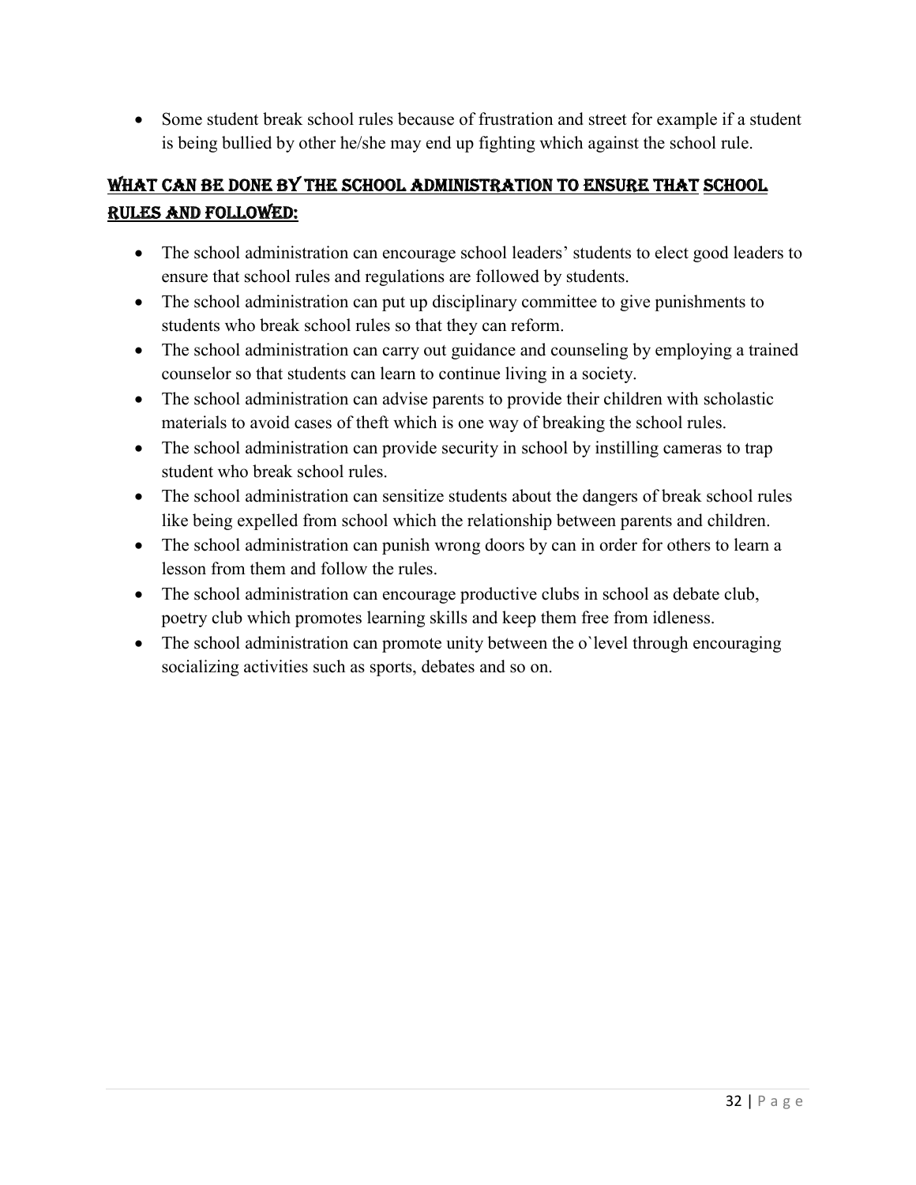- Some student break school rules because of frustration and street for example if a student is being bullied by other he/she may end up fighting which against the school rule.

## WHAT CAN BE DONE BY THE SCHOOL ADMINISTRATION TO ENSURE THAT SCHOOL RULES AND FOLLOWED:

- The school administration can encourage school leaders' students to elect good leaders to ensure that school rules and regulations are followed by students.
- The school administration can put up disciplinary committee to give punishments to students who break school rules so that they can reform.
- The school administration can carry out guidance and counseling by employing a trained counselor so that students can learn to continue living in a society.
- The school administration can advise parents to provide their children with scholastic materials to avoid cases of theft which is one way of breaking the school rules.
- The school administration can provide security in school by instilling cameras to trap student who break school rules.
- The school administration can sensitize students about the dangers of break school rules like being expelled from school which the relationship between parents and children.
- The school administration can punish wrong doors by can in order for others to learn a lesson from them and follow the rules.
- The school administration can encourage productive clubs in school as debate club, poetry club which promotes learning skills and keep them free from idleness.
- The school administration can promote unity between the o`level through encouraging socializing activities such as sports, debates and so on.